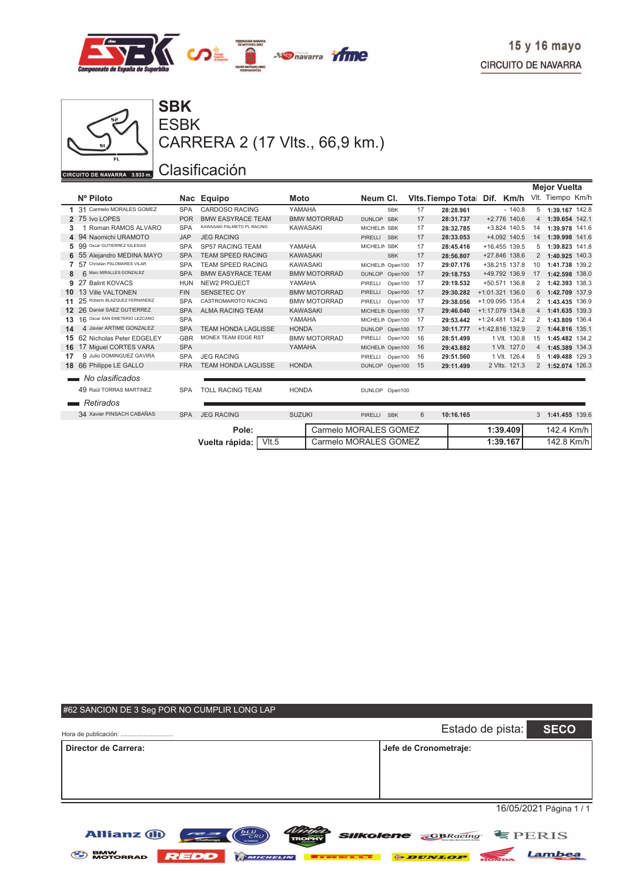15 y 16 mayo

CIRCUITO DE NAVARRA

CIRCUITO DE NAVARRA 3.933 m.

# SBK

## ESBK

## CARRERA 2 (17 Vlts., 66,9 km.)

## Clasificación

| | Nº | Piloto | Nac | Equipo | Moto | Neum. | Cl. | Vlts. | Tiempo Total | Dif. | Km/h | Mejor Vuelta Vlt. | Tiempo | Km/h |
|---|---|---|---|---|---|---|---|---|---|---|---|---|---|---|
| 1 | 31 | Carmelo MORALES GOMEZ | SPA | CARDOSO RACING | YAMAHA | | SBK | 17 | 28:28.961 | - | 140.8 | 5 | 1:39.167 | 142.8 |
| 2 | 75 | Ivo LOPES | POR | BMW EASYRACE TEAM | BMW MOTORRAD | DUNLOP | SBK | 17 | 28:31.737 | +2.776 | 140.6 | 4 | 1:39.654 | 142.1 |
| 3 | 1 | Roman RAMOS ALVARO | SPA | KAWASAKI PALMETO PL RACING | KAWASAKI | MICHELIN | SBK | 17 | 28:32.785 | +3.824 | 140.5 | 14 | 1:39.978 | 141.6 |
| 4 | 94 | Naomichi URAMOTO | JAP | JEG RACING | | PIRELLI | SBK | 17 | 28:33.053 | +4.092 | 140.5 | 14 | 1:39.998 | 141.6 |
| 5 | 99 | Oscar GUTIERREZ IGLESIAS | SPA | SP57 RACING TEAM | YAMAHA | MICHELIN | SBK | 17 | 28:45.416 | +16.455 | 139.5 | 5 | 1:39.823 | 141.8 |
| 6 | 55 | Alejandro MEDINA MAYO | SPA | TEAM SPEED RACING | KAWASAKI | | SBK | 17 | 28:56.807 | +27.846 | 138.6 | 2 | 1:40.925 | 140.3 |
| 7 | 57 | Christian PALOMARES VILAR | SPA | TEAM SPEED RACING | KAWASAKI | MICHELIN | Open100 | 17 | 29:07.176 | +38.215 | 137.8 | 10 | 1:41.738 | 139.2 |
| 8 | 6 | Marc MIRALLES GONZALEZ | SPA | BMW EASYRACE TEAM | BMW MOTORRAD | DUNLOP | Open100 | 17 | 29:18.753 | +49.792 | 136.9 | 17 | 1:42.598 | 138.0 |
| 9 | 27 | Balint KOVACS | HUN | NEW2 PROJECT | YAMAHA | PIRELLI | Open100 | 17 | 29:19.532 | +50.571 | 136.8 | 2 | 1:42.393 | 138.3 |
| 10 | 13 | Ville VALTONEN | FIN | SENSETEC OY | BMW MOTORRAD | PIRELLI | Open100 | 17 | 29:30.282 | +1:01.321 | 136.0 | 6 | 1:42.709 | 137.9 |
| 11 | 25 | Roberto BLAZQUEZ FERNANDEZ | SPA | CASTROMAROTO RACING | BMW MOTORRAD | PIRELLI | Open100 | 17 | 29:38.056 | +1:09.095 | 135.4 | 2 | 1:43.435 | 136.9 |
| 12 | 26 | Daniel SAEZ GUTIERREZ | SPA | ALMA RACING TEAM | KAWASAKI | MICHELIN | Open100 | 17 | 29:46.040 | +1:17.079 | 134.8 | 4 | 1:41.635 | 139.3 |
| 13 | 16 | Oscar SAN EMETERIO LEZCANO | SPA | | YAMAHA | MICHELIN | Open100 | 17 | 29:53.442 | +1:24.481 | 134.2 | 2 | 1:43.809 | 136.4 |
| 14 | 4 | Javier ARTIME GONZALEZ | SPA | TEAM HONDA LAGLISSE | HONDA | DUNLOP | Open100 | 17 | 30:11.777 | +1:42.816 | 132.9 | 2 | 1:44.816 | 135.1 |
| 15 | 62 | Nicholas Peter EDGELEY | GBR | MONEX TEAM EDGE RST | BMW MOTORRAD | PIRELLI | Open100 | 16 | 28:51.499 | 1 Vlt. | 130.8 | 15 | 1:45.482 | 134.2 |
| 16 | 17 | Miguel CORTES VARA | SPA | | YAMAHA | MICHELIN | Open100 | 16 | 29:43.882 | 1 Vlt. | 127.0 | 4 | 1:45.389 | 134.3 |
| 17 | 9 | Julio DOMINGUEZ GAVIRA | SPA | JEG RACING | | PIRELLI | Open100 | 16 | 29:51.560 | 1 Vlt. | 126.4 | 5 | 1:49.488 | 129.3 |
| 18 | 66 | Philippe LE GALLO | FRA | TEAM HONDA LAGLISSE | HONDA | DUNLOP | Open100 | 15 | 29:11.499 | 2 Vlts. | 121.3 | 2 | 1:52.074 | 126.3 |
| | | *No clasificados* | | | | | | | | | | | | |
| | 49 | Raúl TORRAS MARTINEZ | SPA | TOLL RACING TEAM | HONDA | DUNLOP | Open100 | | | | | | | |
| | | *Retirados* | | | | | | | | | | | | |
| | 34 | Xavier PINSACH CABAÑAS | SPA | JEG RACING | SUZUKI | PIRELLI | SBK | 6 | 10:16.165 | | | 3 | 1:41.455 | 139.6 |

| | | | | |
|---|---|---|---|---|
| Pole: | | Carmelo MORALES GOMEZ | 1:39.409 | 142.4 Km/h |
| Vuelta rápida: | Vlt.5 | Carmelo MORALES GOMEZ | 1:39.167 | 142.8 Km/h |

#62 SANCION DE 3 Seg POR NO CUMPLIR LONG LAP

Hora de publicación: .............................

Estado de pista: **SECO**

| Director de Carrera: | Jefe de Cronometraje: |
|---|---|
| | |

16/05/2021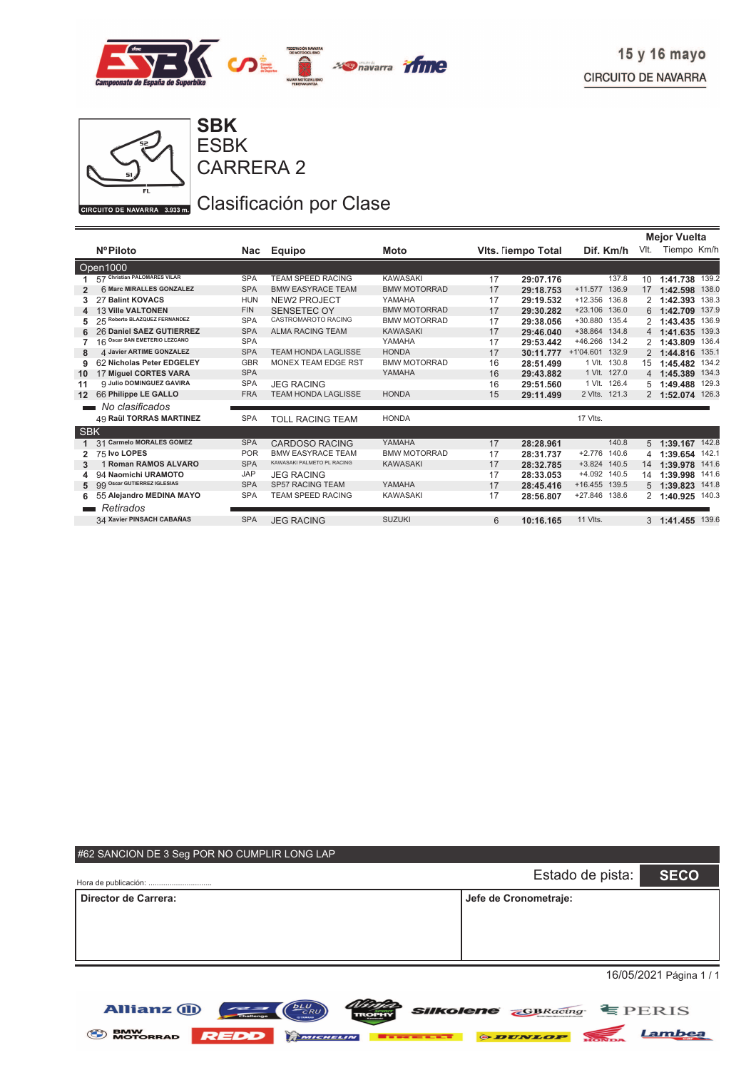15 y 16 mayo
CIRCUITO DE NAVARRA

CIRCUITO DE NAVARRA 3.933 m.

# SBK
## ESBK
## CARRERA 2

## Clasificación por Clase

| | NºPiloto | Nac | Equipo | Moto | Vlts. | Tiempo Total | Dif. | Km/h | Mejor Vuelta Vlt. | Tiempo | Km/h |
|---|---|---|---|---|---|---|---|---|---|---|---|
| **Open1000** | | | | | | | | | | | |
| 1 | 57 Christian PALOMARES VILAR | SPA | TEAM SPEED RACING | KAWASAKI | 17 | 29:07.176 | | 137.8 | 10 | 1:41.738 | 139.2 |
| 2 | 6 Marc MIRALLES GONZALEZ | SPA | BMW EASYRACE TEAM | BMW MOTORRAD | 17 | 29:18.753 | +11.577 | 136.9 | 17 | 1:42.598 | 138.0 |
| 3 | 27 Balint KOVACS | HUN | NEW2 PROJECT | YAMAHA | 17 | 29:19.532 | +12.356 | 136.8 | 2 | 1:42.393 | 138.3 |
| 4 | 13 Ville VALTONEN | FIN | SENSETEC OY | BMW MOTORRAD | 17 | 29:30.282 | +23.106 | 136.0 | 6 | 1:42.709 | 137.9 |
| 5 | 25 Roberto BLAZQUEZ FERNANDEZ | SPA | CASTROMAROTO RACING | BMW MOTORRAD | 17 | 29:38.056 | +30.880 | 135.4 | 2 | 1:43.435 | 136.9 |
| 6 | 26 Daniel SAEZ GUTIERREZ | SPA | ALMA RACING TEAM | KAWASAKI | 17 | 29:46.040 | +38.864 | 134.8 | 4 | 1:41.635 | 139.3 |
| 7 | 16 Oscar SAN EMETERIO LEZCANO | SPA | | YAMAHA | 17 | 29:53.442 | +46.266 | 134.2 | 2 | 1:43.809 | 136.4 |
| 8 | 4 Javier ARTIME GONZALEZ | SPA | TEAM HONDA LAGLISSE | HONDA | 17 | 30:11.777 | +1'04.601 | 132.9 | 2 | 1:44.816 | 135.1 |
| 9 | 62 Nicholas Peter EDGELEY | GBR | MONEX TEAM EDGE RST | BMW MOTORRAD | 16 | 28:51.499 | 1 Vlt. | 130.8 | 15 | 1:45.482 | 134.2 |
| 10 | 17 Miguel CORTES VARA | SPA | | YAMAHA | 16 | 29:43.882 | 1 Vlt. | 127.0 | 4 | 1:45.389 | 134.3 |
| 11 | 9 Julio DOMINGUEZ GAVIRA | SPA | JEG RACING | | 16 | 29:51.560 | 1 Vlt. | 126.4 | 5 | 1:49.488 | 129.3 |
| 12 | 66 Philippe LE GALLO | FRA | TEAM HONDA LAGLISSE | HONDA | 15 | 29:11.499 | 2 Vlts. | 121.3 | 2 | 1:52.074 | 126.3 |
| *No clasificados* | | | | | | | | | | | |
| | 49 Raül TORRAS MARTINEZ | SPA | TOLL RACING TEAM | HONDA | | | 17 Vlts. | | | | |
| **SBK** | | | | | | | | | | | |
| 1 | 31 Carmelo MORALES GOMEZ | SPA | CARDOSO RACING | YAMAHA | 17 | 28:28.961 | | 140.8 | 5 | 1:39.167 | 142.8 |
| 2 | 75 Ivo LOPES | POR | BMW EASYRACE TEAM | BMW MOTORRAD | 17 | 28:31.737 | +2.776 | 140.6 | 4 | 1:39.654 | 142.1 |
| 3 | 1 Roman RAMOS ALVARO | SPA | KAWASAKI PALMETO PL RACING | KAWASAKI | 17 | 28:32.785 | +3.824 | 140.5 | 14 | 1:39.978 | 141.6 |
| 4 | 94 Naomichi URAMOTO | JAP | JEG RACING | | 17 | 28:33.053 | +4.092 | 140.5 | 14 | 1:39.998 | 141.6 |
| 5 | 99 Oscar GUTIERREZ IGLESIAS | SPA | SP57 RACING TEAM | YAMAHA | 17 | 28:45.416 | +16.455 | 139.5 | 5 | 1:39.823 | 141.8 |
| 6 | 55 Alejandro MEDINA MAYO | SPA | TEAM SPEED RACING | KAWASAKI | 17 | 28:56.807 | +27.846 | 138.6 | 2 | 1:40.925 | 140.3 |
| *Retirados* | | | | | | | | | | | |
| | 34 Xavier PINSACH CABAÑAS | SPA | JEG RACING | SUZUKI | 6 | 10:16.165 | 11 Vlts. | | 3 | 1:41.455 | 139.6 |

#62 SANCION DE 3 Seg POR NO CUMPLIR LONG LAP

Hora de publicación: ..............................

Estado de pista: **SECO**

| **Director de Carrera:** | **Jefe de Cronometraje:** |
|---|---|
| | |

16/05/2021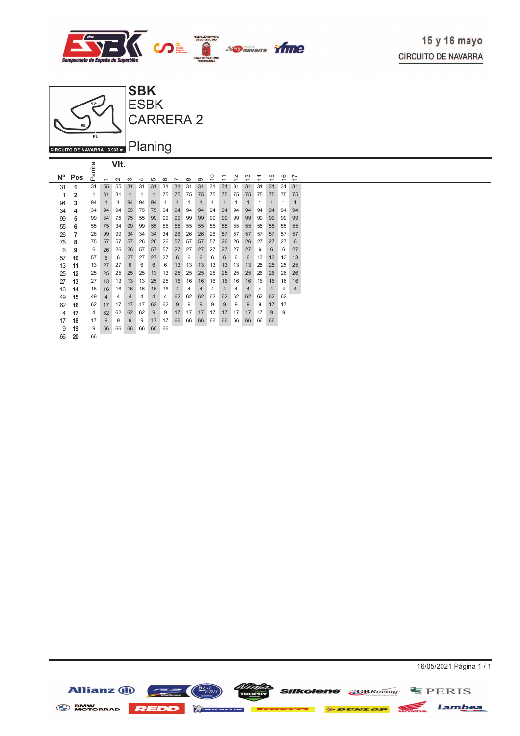15 y 16 mayo
CIRCUITO DE NAVARRA

CIRCUITO DE NAVARRA 3.933 m.

# SBK
## ESBK
## CARRERA 2

## Planing

| Nº | Pos | Parrilla | 1 | 2 | 3 | 4 | 5 | 6 | 7 | 8 | 9 | 10 | 11 | 12 | 13 | 14 | 15 | 16 | 17 |
|---|---|---|---|---|---|---|---|---|---|---|---|---|---|---|---|---|---|---|---|
| 31 | **1** | 31 | 55 | 55 | 31 | 31 | 31 | 31 | 31 | 31 | 31 | 31 | 31 | 31 | 31 | 31 | 31 | 31 | 31 |
| 1 | **2** | 1 | 31 | 31 | 1 | 1 | 1 | 75 | 75 | 75 | 75 | 75 | 75 | 75 | 75 | 75 | 75 | 75 | 75 |
| 94 | **3** | 94 | 1 | 1 | 94 | 94 | 94 | 1 | 1 | 1 | 1 | 1 | 1 | 1 | 1 | 1 | 1 | 1 | 1 |
| 34 | **4** | 34 | 94 | 94 | 55 | 75 | 75 | 94 | 94 | 94 | 94 | 94 | 94 | 94 | 94 | 94 | 94 | 94 | 94 |
| 99 | **5** | 99 | 34 | 75 | 75 | 55 | 99 | 99 | 99 | 99 | 99 | 99 | 99 | 99 | 99 | 99 | 99 | 99 | 99 |
| 55 | **6** | 55 | 75 | 34 | 99 | 99 | 55 | 55 | 55 | 55 | 55 | 55 | 55 | 55 | 55 | 55 | 55 | 55 | 55 |
| 26 | **7** | 26 | 99 | 99 | 34 | 34 | 34 | 34 | 26 | 26 | 26 | 26 | 57 | 57 | 57 | 57 | 57 | 57 | 57 |
| 75 | **8** | 75 | 57 | 57 | 57 | 26 | 26 | 26 | 57 | 57 | 57 | 57 | 26 | 26 | 26 | 27 | 27 | 27 | 6 |
| 6 | **9** | 6 | 26 | 26 | 26 | 57 | 57 | 57 | 27 | 27 | 27 | 27 | 27 | 27 | 27 | 6 | 6 | 6 | 27 |
| 57 | **10** | 57 | 6 | 6 | 27 | 27 | 27 | 27 | 6 | 6 | 6 | 6 | 6 | 6 | 6 | 13 | 13 | 13 | 13 |
| 13 | **11** | 13 | 27 | 27 | 6 | 6 | 6 | 6 | 13 | 13 | 13 | 13 | 13 | 13 | 13 | 25 | 25 | 25 | 25 |
| 25 | **12** | 25 | 25 | 25 | 25 | 25 | 13 | 13 | 25 | 25 | 25 | 25 | 25 | 25 | 25 | 26 | 26 | 26 | 26 |
| 27 | **13** | 27 | 13 | 13 | 13 | 13 | 25 | 25 | 16 | 16 | 16 | 16 | 16 | 16 | 16 | 16 | 16 | 16 | 16 |
| 16 | **14** | 16 | 16 | 16 | 16 | 16 | 16 | 16 | 4 | 4 | 4 | 4 | 4 | 4 | 4 | 4 | 4 | 4 | 4 |
| 49 | **15** | 49 | 4 | 4 | 4 | 4 | 4 | 4 | 62 | 62 | 62 | 62 | 62 | 62 | 62 | 62 | 62 | 62 | |
| 62 | **16** | 62 | 17 | 17 | 17 | 17 | 62 | 62 | 9 | 9 | 9 | 9 | 9 | 9 | 9 | 9 | 17 | 17 | |
| 4 | **17** | 4 | 62 | 62 | 62 | 62 | 9 | 9 | 17 | 17 | 17 | 17 | 17 | 17 | 17 | 17 | 9 | 9 | |
| 17 | **18** | 17 | 9 | 9 | 9 | 9 | 17 | 17 | 66 | 66 | 66 | 66 | 66 | 66 | 66 | 66 | 66 | | |
| 9 | **19** | 9 | 66 | 66 | 66 | 66 | 66 | 66 | | | | | | | | | | | |
| 66 | **20** | 66 | | | | | | | | | | | | | | | | | |

16/05/2021 Página 1 / 1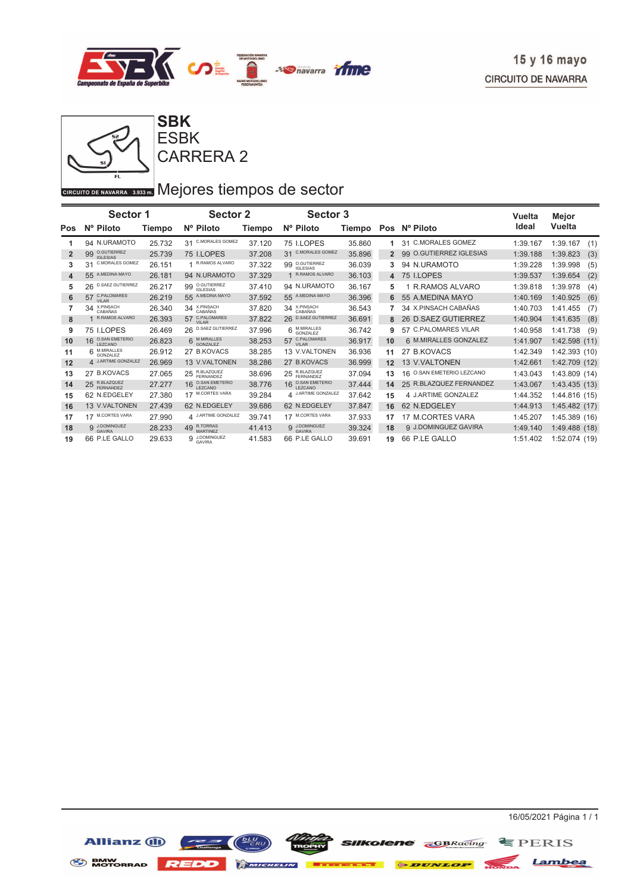15 y 16 mayo

CIRCUITO DE NAVARRA

# SBK
## ESBK
## CARRERA 2

CIRCUITO DE NAVARRA 3.933 m.

## Mejores tiempos de sector

| Pos | Sector 1 Nº Piloto | Tiempo | Sector 2 Nº Piloto | Tiempo | Sector 3 Nº Piloto | Tiempo | Pos | Nº Piloto | Vuelta Ideal | Mejor Vuelta |
|---|---|---|---|---|---|---|---|---|---|---|
| 1 | 94 N.URAMOTO | 25.732 | 31 C.MORALES GOMEZ | 37.120 | 75 I.LOPES | 35.860 | 1 | 31 C.MORALES GOMEZ | 1:39.167 | 1:39.167 (1) |
| 2 | 99 O.GUTIERREZ IGLESIAS | 25.739 | 75 I.LOPES | 37.208 | 31 C.MORALES GOMEZ | 35.896 | 2 | 99 O.GUTIERREZ IGLESIAS | 1:39.188 | 1:39.823 (3) |
| 3 | 31 C.MORALES GOMEZ | 26.151 | 1 R.RAMOS ALVARO | 37.322 | 99 O.GUTIERREZ IGLESIAS | 36.039 | 3 | 94 N.URAMOTO | 1:39.228 | 1:39.998 (5) |
| 4 | 55 A.MEDINA MAYO | 26.181 | 94 N.URAMOTO | 37.329 | 1 R.RAMOS ALVARO | 36.103 | 4 | 75 I.LOPES | 1:39.537 | 1:39.654 (2) |
| 5 | 26 D.SAEZ GUTIERREZ | 26.217 | 99 O.GUTIERREZ IGLESIAS | 37.410 | 94 N.URAMOTO | 36.167 | 5 | 1 R.RAMOS ALVARO | 1:39.818 | 1:39.978 (4) |
| 6 | 57 C.PALOMARES VILAR | 26.219 | 55 A.MEDINA MAYO | 37.592 | 55 A.MEDINA MAYO | 36.396 | 6 | 55 A.MEDINA MAYO | 1:40.169 | 1:40.925 (6) |
| 7 | 34 X.PINSACH CABAÑAS | 26.340 | 34 X.PINSACH CABAÑAS | 37.820 | 34 X.PINSACH CABAÑAS | 36.543 | 7 | 34 X.PINSACH CABAÑAS | 1:40.703 | 1:41.455 (7) |
| 8 | 1 R.RAMOS ALVARO | 26.393 | 57 C.PALOMARES VILAR | 37.822 | 26 D.SAEZ GUTIERREZ | 36.691 | 8 | 26 D.SAEZ GUTIERREZ | 1:40.904 | 1:41.635 (8) |
| 9 | 75 I.LOPES | 26.469 | 26 D.SAEZ GUTIERREZ | 37.996 | 6 M.MIRALLES GONZALEZ | 36.742 | 9 | 57 C.PALOMARES VILAR | 1:40.958 | 1:41.738 (9) |
| 10 | 16 O.SAN EMETERIO LEZCANO | 26.823 | 6 M.MIRALLES GONZALEZ | 38.253 | 57 C.PALOMARES VILAR | 36.917 | 10 | 6 M.MIRALLES GONZALEZ | 1:41.907 | 1:42.598 (11) |
| 11 | 6 M.MIRALLES GONZALEZ | 26.912 | 27 B.KOVACS | 38.285 | 13 V.VALTONEN | 36.936 | 11 | 27 B.KOVACS | 1:42.349 | 1:42.393 (10) |
| 12 | 4 J.ARTIME GONZALEZ | 26.969 | 13 V.VALTONEN | 38.286 | 27 B.KOVACS | 36.999 | 12 | 13 V.VALTONEN | 1:42.661 | 1:42.709 (12) |
| 13 | 27 B.KOVACS | 27.065 | 25 R.BLAZQUEZ FERNANDEZ | 38.696 | 25 R.BLAZQUEZ FERNANDEZ | 37.094 | 13 | 16 O.SAN EMETERIO LEZCANO | 1:43.043 | 1:43.809 (14) |
| 14 | 25 R.BLAZQUEZ FERNANDEZ | 27.277 | 16 O.SAN EMETERIO LEZCANO | 38.776 | 16 O.SAN EMETERIO LEZCANO | 37.444 | 14 | 25 R.BLAZQUEZ FERNANDEZ | 1:43.067 | 1:43.435 (13) |
| 15 | 62 N.EDGELEY | 27.380 | 17 M.CORTES VARA | 39.284 | 4 J.ARTIME GONZALEZ | 37.642 | 15 | 4 J.ARTIME GONZALEZ | 1:44.352 | 1:44.816 (15) |
| 16 | 13 V.VALTONEN | 27.439 | 62 N.EDGELEY | 39.686 | 62 N.EDGELEY | 37.847 | 16 | 62 N.EDGELEY | 1:44.913 | 1:45.482 (17) |
| 17 | 17 M.CORTES VARA | 27.990 | 4 J.ARTIME GONZALEZ | 39.741 | 17 M.CORTES VARA | 37.933 | 17 | 17 M.CORTES VARA | 1:45.207 | 1:45.389 (16) |
| 18 | 9 J.DOMINGUEZ GAVIRA | 28.233 | 49 R.TORRAS MARTINEZ | 41.413 | 9 J.DOMINGUEZ GAVIRA | 39.324 | 18 | 9 J.DOMINGUEZ GAVIRA | 1:49.140 | 1:49.488 (18) |
| 19 | 66 P.LE GALLO | 29.633 | 9 J.DOMINGUEZ GAVIRA | 41.583 | 66 P.LE GALLO | 39.691 | 19 | 66 P.LE GALLO | 1:51.402 | 1:52.074 (19) |

16/05/2021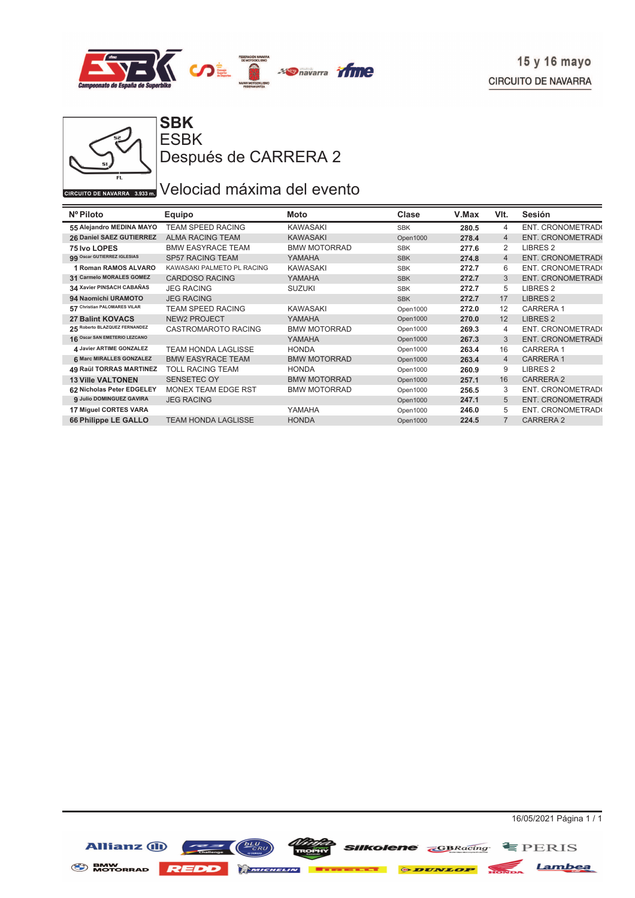# SBK

## ESBK

## Después de CARRERA 2

## Velociad máxima del evento

| Nº Piloto | Equipo | Moto | Clase | V.Max | Vlt. | Sesión |
|---|---|---|---|---|---|---|
| 55 Alejandro MEDINA MAYO | TEAM SPEED RACING | KAWASAKI | SBK | 280.5 | 4 | ENT. CRONOMETRAD( |
| 26 Daniel SAEZ GUTIERREZ | ALMA RACING TEAM | KAWASAKI | Open1000 | 278.4 | 4 | ENT. CRONOMETRAD( |
| 75 Ivo LOPES | BMW EASYRACE TEAM | BMW MOTORRAD | SBK | 277.6 | 2 | LIBRES 2 |
| 99 Oscar GUTIERREZ IGLESIAS | SP57 RACING TEAM | YAMAHA | SBK | 274.8 | 4 | ENT. CRONOMETRAD( |
| 1 Roman RAMOS ALVARO | KAWASAKI PALMETO PL RACING | KAWASAKI | SBK | 272.7 | 6 | ENT. CRONOMETRAD( |
| 31 Carmelo MORALES GOMEZ | CARDOSO RACING | YAMAHA | SBK | 272.7 | 3 | ENT. CRONOMETRAD( |
| 34 Xavier PINSACH CABAÑAS | JEG RACING | SUZUKI | SBK | 272.7 | 5 | LIBRES 2 |
| 94 Naomichi URAMOTO | JEG RACING | | SBK | 272.7 | 17 | LIBRES 2 |
| 57 Christian PALOMARES VILAR | TEAM SPEED RACING | KAWASAKI | Open1000 | 272.0 | 12 | CARRERA 1 |
| 27 Balint KOVACS | NEW2 PROJECT | YAMAHA | Open1000 | 270.0 | 12 | LIBRES 2 |
| 25 Roberto BLAZQUEZ FERNANDEZ | CASTROMAROTO RACING | BMW MOTORRAD | Open1000 | 269.3 | 4 | ENT. CRONOMETRAD( |
| 16 Oscar SAN EMETERIO LEZCANO | | YAMAHA | Open1000 | 267.3 | 3 | ENT. CRONOMETRAD( |
| 4 Javier ARTIME GONZALEZ | TEAM HONDA LAGLISSE | HONDA | Open1000 | 263.4 | 16 | CARRERA 1 |
| 6 Marc MIRALLES GONZALEZ | BMW EASYRACE TEAM | BMW MOTORRAD | Open1000 | 263.4 | 4 | CARRERA 1 |
| 49 Raül TORRAS MARTINEZ | TOLL RACING TEAM | HONDA | Open1000 | 260.9 | 9 | LIBRES 2 |
| 13 Ville VALTONEN | SENSETEC OY | BMW MOTORRAD | Open1000 | 257.1 | 16 | CARRERA 2 |
| 62 Nicholas Peter EDGELEY | MONEX TEAM EDGE RST | BMW MOTORRAD | Open1000 | 256.5 | 3 | ENT. CRONOMETRAD( |
| 9 Julio DOMINGUEZ GAVIRA | JEG RACING | | Open1000 | 247.1 | 5 | ENT. CRONOMETRAD( |
| 17 Miguel CORTES VARA | | YAMAHA | Open1000 | 246.0 | 5 | ENT. CRONOMETRAD( |
| 66 Philippe LE GALLO | TEAM HONDA LAGLISSE | HONDA | Open1000 | 224.5 | 7 | CARRERA 2 |

16/05/2021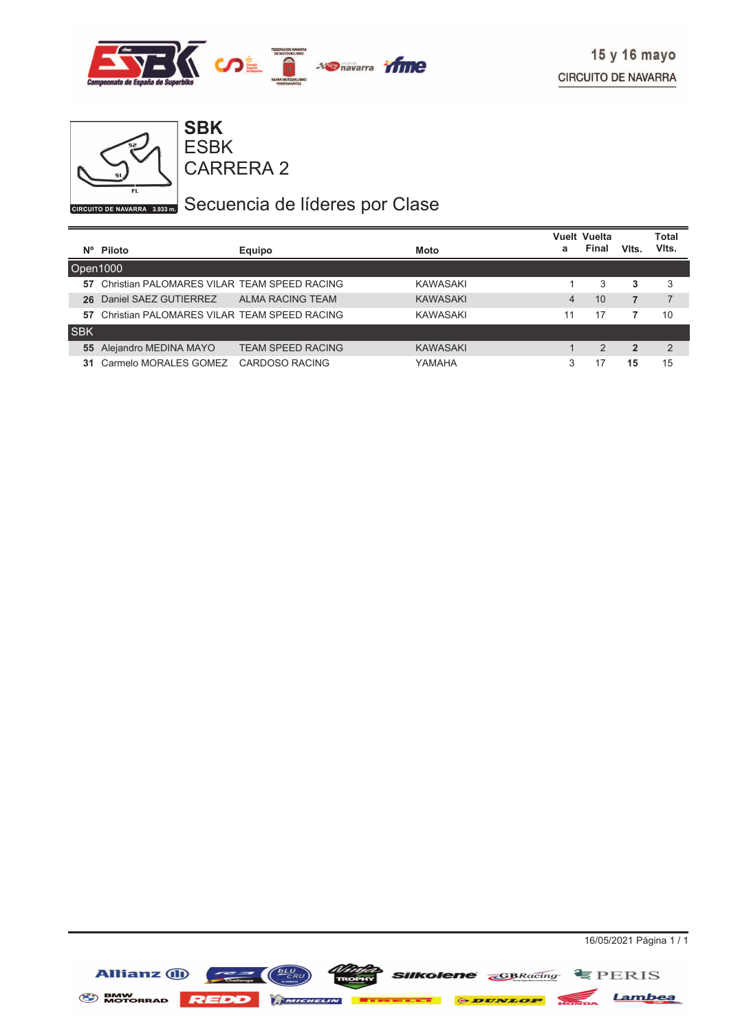15 y 16 mayo
CIRCUITO DE NAVARRA

CIRCUITO DE NAVARRA 3.933 m.

# SBK
## ESBK
## CARRERA 2

## Secuencia de líderes por Clase

| Nº | Piloto | Equipo | Moto | Vuelta | Vuelta Final | Vlts. | Total Vlts. |
|---|---|---|---|---|---|---|---|
| **Open1000** | | | | | | | |
| **57** | Christian PALOMARES VILAR | TEAM SPEED RACING | KAWASAKI | 1 | 3 | **3** | 3 |
| **26** | Daniel SAEZ GUTIERREZ | ALMA RACING TEAM | KAWASAKI | 4 | 10 | **7** | 7 |
| **57** | Christian PALOMARES VILAR | TEAM SPEED RACING | KAWASAKI | 11 | 17 | **7** | 10 |
| **SBK** | | | | | | | |
| **55** | Alejandro MEDINA MAYO | TEAM SPEED RACING | KAWASAKI | 1 | 2 | **2** | 2 |
| **31** | Carmelo MORALES GOMEZ | CARDOSO RACING | YAMAHA | 3 | 17 | **15** | 15 |

16/05/2021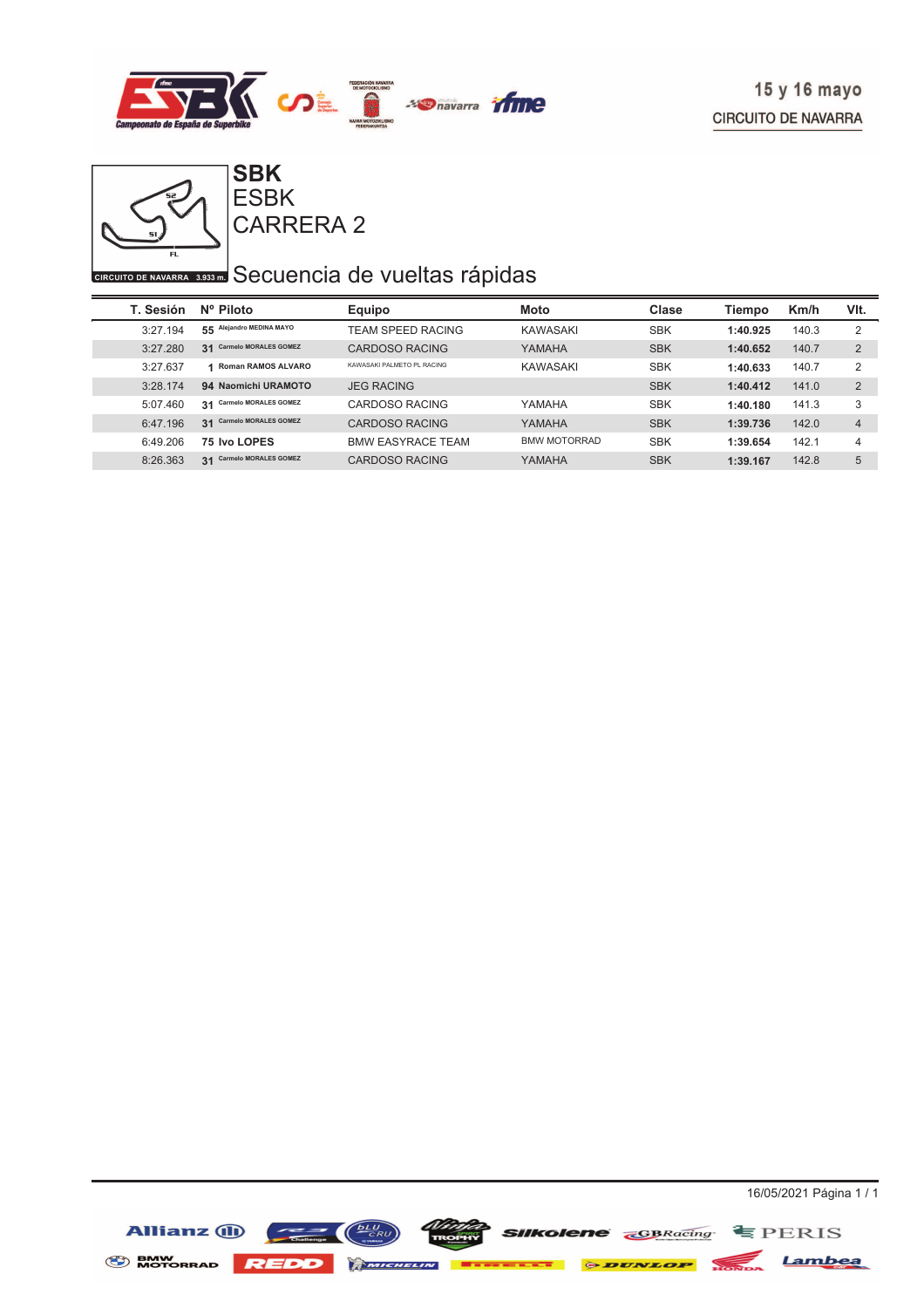15 y 16 mayo
CIRCUITO DE NAVARRA

CIRCUITO DE NAVARRA 3.933 m.

# SBK
## ESBK
## CARRERA 2

## Secuencia de vueltas rápidas

| T. Sesión | Nº | Piloto | Equipo | Moto | Clase | Tiempo | Km/h | Vlt. |
|---|---|---|---|---|---|---|---|---|
| 3:27.194 | 55 | Alejandro MEDINA MAYO | TEAM SPEED RACING | KAWASAKI | SBK | **1:40.925** | 140.3 | 2 |
| 3:27.280 | 31 | Carmelo MORALES GOMEZ | CARDOSO RACING | YAMAHA | SBK | **1:40.652** | 140.7 | 2 |
| 3:27.637 | 1 | Roman RAMOS ALVARO | KAWASAKI PALMETO PL RACING | KAWASAKI | SBK | **1:40.633** | 140.7 | 2 |
| 3:28.174 | 94 | Naomichi URAMOTO | JEG RACING | | SBK | **1:40.412** | 141.0 | 2 |
| 5:07.460 | 31 | Carmelo MORALES GOMEZ | CARDOSO RACING | YAMAHA | SBK | **1:40.180** | 141.3 | 3 |
| 6:47.196 | 31 | Carmelo MORALES GOMEZ | CARDOSO RACING | YAMAHA | SBK | **1:39.736** | 142.0 | 4 |
| 6:49.206 | 75 | Ivo LOPES | BMW EASYRACE TEAM | BMW MOTORRAD | SBK | **1:39.654** | 142.1 | 4 |
| 8:26.363 | 31 | Carmelo MORALES GOMEZ | CARDOSO RACING | YAMAHA | SBK | **1:39.167** | 142.8 | 5 |

16/05/2021 Página 1 / 1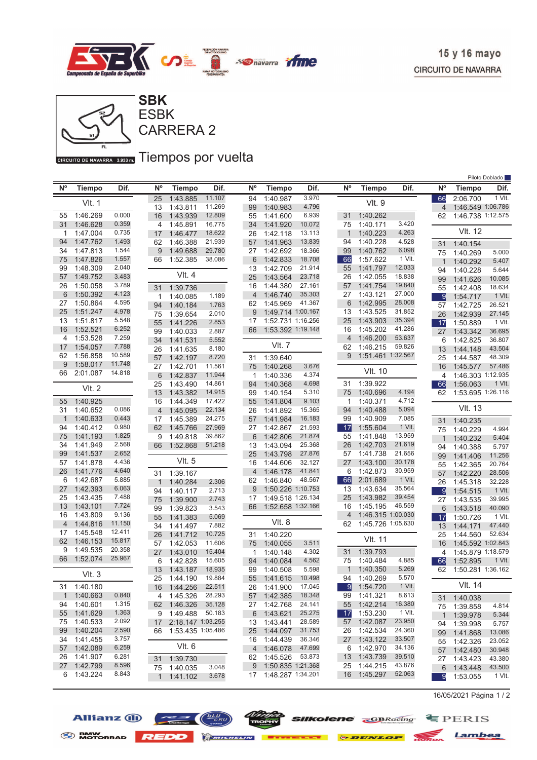15 y 16 mayo
CIRCUITO DE NAVARRA

# SBK
## ESBK
## CARRERA 2

CIRCUITO DE NAVARRA 3.933 m.

## Tiempos por vuelta

Piloto Doblado

### Vlt. 1

| Nº | Tiempo | Dif. |
|---|---|---|
| 55 | 1:46.269 | 0.000 |
| 31 | 1:46.628 | 0.359 |
| 1 | 1:47.004 | 0.735 |
| 94 | 1:47.762 | 1.493 |
| 34 | 1:47.813 | 1.544 |
| 75 | 1:47.826 | 1.557 |
| 99 | 1:48.309 | 2.040 |
| 57 | 1:49.752 | 3.483 |
| 26 | 1:50.058 | 3.789 |
| 6 | 1:50.392 | 4.123 |
| 27 | 1:50.864 | 4.595 |
| 25 | 1:51.247 | 4.978 |
| 13 | 1:51.817 | 5.548 |
| 16 | 1:52.521 | 6.252 |
| 4 | 1:53.528 | 7.259 |
| 17 | 1:54.057 | 7.788 |
| 62 | 1:56.858 | 10.589 |
| 9 | 1:58.017 | 11.748 |
| 66 | 2:01.087 | 14.818 |

### Vlt. 2

| Nº | Tiempo | Dif. |
|---|---|---|
| 55 | 1:40.925 | |
| 31 | 1:40.652 | 0.086 |
| 1 | 1:40.633 | 0.443 |
| 94 | 1:40.412 | 0.980 |
| 75 | 1:41.193 | 1.825 |
| 34 | 1:41.949 | 2.568 |
| 99 | 1:41.537 | 2.652 |
| 57 | 1:41.878 | 4.436 |
| 26 | 1:41.776 | 4.640 |
| 6 | 1:42.687 | 5.885 |
| 27 | 1:42.393 | 6.063 |
| 25 | 1:43.435 | 7.488 |
| 13 | 1:43.101 | 7.724 |
| 16 | 1:43.809 | 9.136 |
| 4 | 1:44.816 | 11.150 |
| 17 | 1:45.548 | 12.411 |
| 62 | 1:46.153 | 15.817 |
| 9 | 1:49.535 | 20.358 |
| 66 | 1:52.074 | 25.967 |

### Vlt. 3

| Nº | Tiempo | Dif. |
|---|---|---|
| 31 | 1:40.180 | |
| 1 | 1:40.663 | 0.840 |
| 94 | 1:40.601 | 1.315 |
| 55 | 1:41.629 | 1.363 |
| 75 | 1:40.533 | 2.092 |
| 99 | 1:40.204 | 2.590 |
| 34 | 1:41.455 | 3.757 |
| 57 | 1:42.089 | 6.259 |
| 26 | 1:41.907 | 6.281 |
| 27 | 1:42.799 | 8.596 |
| 6 | 1:43.224 | 8.843 |
| 25 | 1:43.885 | 11.107 |
| 13 | 1:43.811 | 11.269 |
| 16 | 1:43.939 | 12.809 |
| 4 | 1:45.891 | 16.775 |
| 17 | 1:46.477 | 18.622 |
| 62 | 1:46.388 | 21.939 |
| 9 | 1:49.688 | 29.780 |
| 66 | 1:52.385 | 38.086 |

### Vlt. 4

| Nº | Tiempo | Dif. |
|---|---|---|
| 31 | 1:39.736 | |
| 1 | 1:40.085 | 1.189 |
| 94 | 1:40.184 | 1.763 |
| 75 | 1:39.654 | 2.010 |
| 55 | 1:41.226 | 2.853 |
| 99 | 1:40.033 | 2.887 |
| 34 | 1:41.531 | 5.552 |
| 26 | 1:41.635 | 8.180 |
| 57 | 1:42.197 | 8.720 |
| 27 | 1:42.701 | 11.561 |
| 6 | 1:42.837 | 11.944 |
| 25 | 1:43.490 | 14.861 |
| 13 | 1:43.382 | 14.915 |
| 16 | 1:44.349 | 17.422 |
| 4 | 1:45.095 | 22.134 |
| 17 | 1:45.389 | 24.275 |
| 62 | 1:45.766 | 27.969 |
| 9 | 1:49.818 | 39.862 |
| 66 | 1:52.868 | 51.218 |

### Vlt. 5

| Nº | Tiempo | Dif. |
|---|---|---|
| 31 | 1:39.167 | |
| 1 | 1:40.284 | 2.306 |
| 94 | 1:40.117 | 2.713 |
| 75 | 1:39.900 | 2.743 |
| 99 | 1:39.823 | 3.543 |
| 55 | 1:41.383 | 5.069 |
| 34 | 1:41.497 | 7.882 |
| 26 | 1:41.712 | 10.725 |
| 57 | 1:42.053 | 11.606 |
| 27 | 1:43.010 | 15.404 |
| 6 | 1:42.828 | 15.605 |
| 13 | 1:43.187 | 18.935 |
| 25 | 1:44.190 | 19.884 |
| 16 | 1:44.256 | 22.511 |
| 4 | 1:45.326 | 28.293 |
| 62 | 1:46.326 | 35.128 |
| 9 | 1:49.488 | 50.183 |
| 17 | 2:18.147 | 1:03.255 |
| 66 | 1:53.435 | 1:05.486 |

### Vlt. 6

| Nº | Tiempo | Dif. |
|---|---|---|
| 31 | 1:39.730 | |
| 75 | 1:40.035 | 3.048 |
| 1 | 1:41.102 | 3.678 |
| 94 | 1:40.987 | 3.970 |
| 99 | 1:40.983 | 4.796 |
| 55 | 1:41.600 | 6.939 |
| 34 | 1:41.920 | 10.072 |
| 26 | 1:42.118 | 13.113 |
| 57 | 1:41.963 | 13.839 |
| 27 | 1:42.692 | 18.366 |
| 6 | 1:42.833 | 18.708 |
| 13 | 1:42.709 | 21.914 |
| 25 | 1:43.564 | 23.718 |
| 16 | 1:43.380 | 27.161 |
| 4 | 1:46.740 | 35.303 |
| 62 | 1:45.969 | 41.367 |
| 9 | 1:49.714 | 1:00.167 |
| 17 | 1:52.731 | 1:16.256 |
| 66 | 1:53.392 | 1:19.148 |

### Vlt. 7

| Nº | Tiempo | Dif. |
|---|---|---|
| 31 | 1:39.640 | |
| 75 | 1:40.268 | 3.676 |
| 1 | 1:40.336 | 4.374 |
| 94 | 1:40.368 | 4.698 |
| 99 | 1:40.154 | 5.310 |
| 55 | 1:41.804 | 9.103 |
| 26 | 1:41.892 | 15.365 |
| 57 | 1:41.984 | 16.183 |
| 27 | 1:42.867 | 21.599 |
| 6 | 1:42.806 | 21.874 |
| 13 | 1:43.094 | 25.368 |
| 25 | 1:43.798 | 27.876 |
| 16 | 1:44.606 | 32.127 |
| 4 | 1:46.178 | 41.841 |
| 62 | 1:46.840 | 48.567 |
| 9 | 1:50.226 | 1:10.753 |
| 17 | 1:49.518 | 1:26.134 |
| 66 | 1:52.658 | 1:32.166 |

### Vlt. 8

| Nº | Tiempo | Dif. |
|---|---|---|
| 31 | 1:40.220 | |
| 75 | 1:40.055 | 3.511 |
| 1 | 1:40.148 | 4.302 |
| 94 | 1:40.084 | 4.562 |
| 99 | 1:40.508 | 5.598 |
| 55 | 1:41.615 | 10.498 |
| 26 | 1:41.900 | 17.045 |
| 57 | 1:42.385 | 18.348 |
| 27 | 1:42.768 | 24.141 |
| 6 | 1:43.621 | 25.275 |
| 13 | 1:43.441 | 28.589 |
| 25 | 1:44.097 | 31.753 |
| 16 | 1:44.439 | 36.346 |
| 4 | 1:46.078 | 47.699 |
| 62 | 1:45.526 | 53.873 |
| 9 | 1:50.835 | 1:21.368 |
| 17 | 1:48.287 | 1:34.201 |

### Vlt. 9

| Nº | Tiempo | Dif. |
|---|---|---|
| 31 | 1:40.262 | |
| 75 | 1:40.171 | 3.420 |
| 1 | 1:40.223 | 4.263 |
| 94 | 1:40.228 | 4.528 |
| 99 | 1:40.762 | 6.098 |
| 66 | 1:57.622 | 1 Vlt. |
| 55 | 1:41.797 | 12.033 |
| 26 | 1:42.055 | 18.838 |
| 57 | 1:41.754 | 19.840 |
| 27 | 1:43.121 | 27.000 |
| 6 | 1:42.995 | 28.008 |
| 13 | 1:43.525 | 31.852 |
| 25 | 1:43.903 | 35.394 |
| 16 | 1:45.202 | 41.286 |
| 4 | 1:46.200 | 53.637 |
| 62 | 1:46.215 | 59.826 |
| 9 | 1:51.461 | 1:32.567 |

### Vlt. 10

| Nº | Tiempo | Dif. |
|---|---|---|
| 31 | 1:39.922 | |
| 75 | 1:40.696 | 4.194 |
| 1 | 1:40.371 | 4.712 |
| 94 | 1:40.488 | 5.094 |
| 99 | 1:40.909 | 7.085 |
| 17 | 1:55.604 | 1 Vlt. |
| 55 | 1:41.848 | 13.959 |
| 26 | 1:42.703 | 21.619 |
| 57 | 1:41.738 | 21.656 |
| 27 | 1:43.100 | 30.178 |
| 6 | 1:42.873 | 30.959 |
| 66 | 2:01.689 | 1 Vlt. |
| 13 | 1:43.634 | 35.564 |
| 25 | 1:43.982 | 39.454 |
| 16 | 1:45.195 | 46.559 |
| 4 | 1:46.315 | 1:00.030 |
| 62 | 1:45.726 | 1:05.630 |

### Vlt. 11

| Nº | Tiempo | Dif. |
|---|---|---|
| 31 | 1:39.793 | |
| 75 | 1:40.484 | 4.885 |
| 1 | 1:40.350 | 5.269 |
| 94 | 1:40.269 | 5.570 |
| 9 | 1:54.720 | 1 Vlt. |
| 99 | 1:41.321 | 8.613 |
| 55 | 1:42.214 | 16.380 |
| 17 | 1:53.230 | 1 Vlt. |
| 57 | 1:42.087 | 23.950 |
| 26 | 1:42.534 | 24.360 |
| 27 | 1:43.122 | 33.507 |
| 6 | 1:42.970 | 34.136 |
| 13 | 1:43.739 | 39.510 |
| 25 | 1:44.215 | 43.876 |
| 16 | 1:45.297 | 52.063 |
| 66 | 2:06.700 | 1 Vlt. |
| 4 | 1:46.549 | 1:06.786 |
| 62 | 1:46.738 | 1:12.575 |

### Vlt. 12

| Nº | Tiempo | Dif. |
|---|---|---|
| 31 | 1:40.154 | |
| 75 | 1:40.269 | 5.000 |
| 1 | 1:40.292 | 5.407 |
| 94 | 1:40.228 | 5.644 |
| 99 | 1:41.626 | 10.085 |
| 55 | 1:42.408 | 18.634 |
| 9 | 1:54.717 | 1 Vlt. |
| 57 | 1:42.725 | 26.521 |
| 26 | 1:42.939 | 27.145 |
| 17 | 1:50.889 | 1 Vlt. |
| 27 | 1:43.342 | 36.695 |
| 6 | 1:42.825 | 36.807 |
| 13 | 1:44.148 | 43.504 |
| 25 | 1:44.587 | 48.309 |
| 16 | 1:45.577 | 57.486 |
| 4 | 1:46.303 | 1:12.935 |
| 66 | 1:56.063 | 1 Vlt. |
| 62 | 1:53.695 | 1:26.116 |

### Vlt. 13

| Nº | Tiempo | Dif. |
|---|---|---|
| 31 | 1:40.235 | |
| 75 | 1:40.229 | 4.994 |
| 1 | 1:40.232 | 5.404 |
| 94 | 1:40.388 | 5.797 |
| 99 | 1:41.406 | 11.256 |
| 55 | 1:42.365 | 20.764 |
| 57 | 1:42.220 | 28.506 |
| 26 | 1:45.318 | 32.228 |
| 9 | 1:54.515 | 1 Vlt. |
| 27 | 1:43.535 | 39.995 |
| 6 | 1:43.518 | 40.090 |
| 17 | 1:50.726 | 1 Vlt. |
| 13 | 1:44.171 | 47.440 |
| 25 | 1:44.560 | 52.634 |
| 16 | 1:45.592 | 1:02.843 |
| 4 | 1:45.879 | 1:18.579 |
| 66 | 1:52.895 | 1 Vlt. |
| 62 | 1:50.281 | 1:36.162 |

### Vlt. 14

| Nº | Tiempo | Dif. |
|---|---|---|
| 31 | 1:40.038 | |
| 75 | 1:39.858 | 4.814 |
| 1 | 1:39.978 | 5.344 |
| 94 | 1:39.998 | 5.757 |
| 99 | 1:41.868 | 13.086 |
| 55 | 1:42.326 | 23.052 |
| 57 | 1:42.480 | 30.948 |
| 27 | 1:43.423 | 43.380 |
| 6 | 1:43.448 | 43.500 |
| 9 | 1:53.055 | 1 Vlt. |

16/05/2021 Página 1 / 2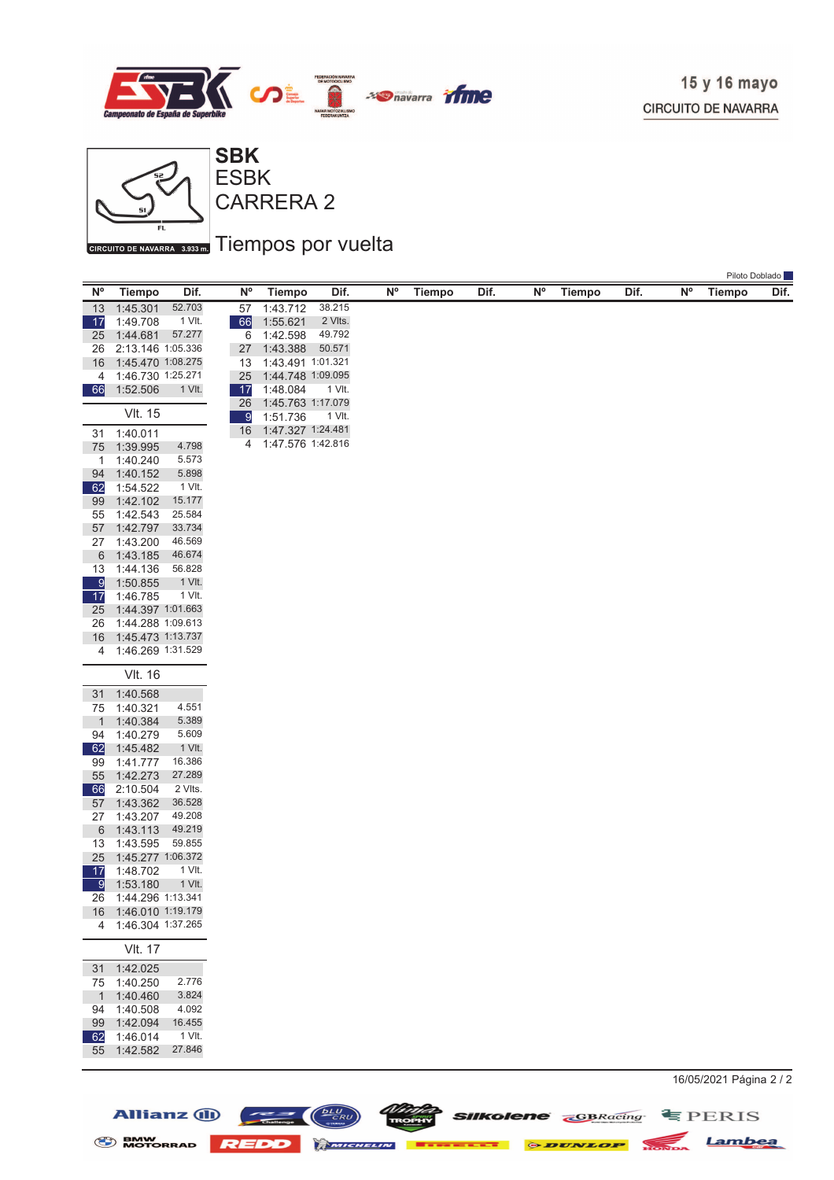# SBK

## ESBK

## CARRERA 2

## Tiempos por vuelta

15 y 16 mayo
CIRCUITO DE NAVARRA

CIRCUITO DE NAVARRA 3.933 m.

Piloto Doblado

| Nº | Tiempo | Dif. |
|---|---|---|
| 13 | 1:45.301 | 52.703 |
| 17 | 1:49.708 | 1 Vlt. |
| 25 | 1:44.681 | 57.277 |
| 26 | 2:13.146 | 1:05.336 |
| 16 | 1:45.470 | 1:08.275 |
| 4 | 1:46.730 | 1:25.271 |
| 66 | 1:52.506 | 1 Vlt. |

**Vlt. 15**

| Nº | Tiempo | Dif. |
|---|---|---|
| 31 | 1:40.011 | |
| 75 | 1:39.995 | 4.798 |
| 1 | 1:40.240 | 5.573 |
| 94 | 1:40.152 | 5.898 |
| 62 | 1:54.522 | 1 Vlt. |
| 99 | 1:42.102 | 15.177 |
| 55 | 1:42.543 | 25.584 |
| 57 | 1:42.797 | 33.734 |
| 27 | 1:43.200 | 46.569 |
| 6 | 1:43.185 | 46.674 |
| 13 | 1:44.136 | 56.828 |
| 9 | 1:50.855 | 1 Vlt. |
| 17 | 1:46.785 | 1 Vlt. |
| 25 | 1:44.397 | 1:01.663 |
| 26 | 1:44.288 | 1:09.613 |
| 16 | 1:45.473 | 1:13.737 |
| 4 | 1:46.269 | 1:31.529 |

**Vlt. 16**

| Nº | Tiempo | Dif. |
|---|---|---|
| 31 | 1:40.568 | |
| 75 | 1:40.321 | 4.551 |
| 1 | 1:40.384 | 5.389 |
| 94 | 1:40.279 | 5.609 |
| 62 | 1:45.482 | 1 Vlt. |
| 99 | 1:41.777 | 16.386 |
| 55 | 1:42.273 | 27.289 |
| 66 | 2:10.504 | 2 Vlts. |
| 57 | 1:43.362 | 36.528 |
| 27 | 1:43.207 | 49.208 |
| 6 | 1:43.113 | 49.219 |
| 13 | 1:43.595 | 59.855 |
| 25 | 1:45.277 | 1:06.372 |
| 17 | 1:48.702 | 1 Vlt. |
| 9 | 1:53.180 | 1 Vlt. |
| 26 | 1:44.296 | 1:13.341 |
| 16 | 1:46.010 | 1:19.179 |
| 4 | 1:46.304 | 1:37.265 |

**Vlt. 17**

| Nº | Tiempo | Dif. |
|---|---|---|
| 31 | 1:42.025 | |
| 75 | 1:40.250 | 2.776 |
| 1 | 1:40.460 | 3.824 |
| 94 | 1:40.508 | 4.092 |
| 99 | 1:42.094 | 16.455 |
| 62 | 1:46.014 | 1 Vlt. |
| 55 | 1:42.582 | 27.846 |
| 57 | 1:43.712 | 38.215 |
| 66 | 1:55.621 | 2 Vlts. |
| 6 | 1:42.598 | 49.792 |
| 27 | 1:43.388 | 50.571 |
| 13 | 1:43.491 | 1:01.321 |
| 25 | 1:44.748 | 1:09.095 |
| 17 | 1:48.084 | 1 Vlt. |
| 26 | 1:45.763 | 1:17.079 |
| 9 | 1:51.736 | 1 Vlt. |
| 16 | 1:47.327 | 1:24.481 |
| 4 | 1:47.576 | 1:42.816 |

16/05/2021 Página 2 / 2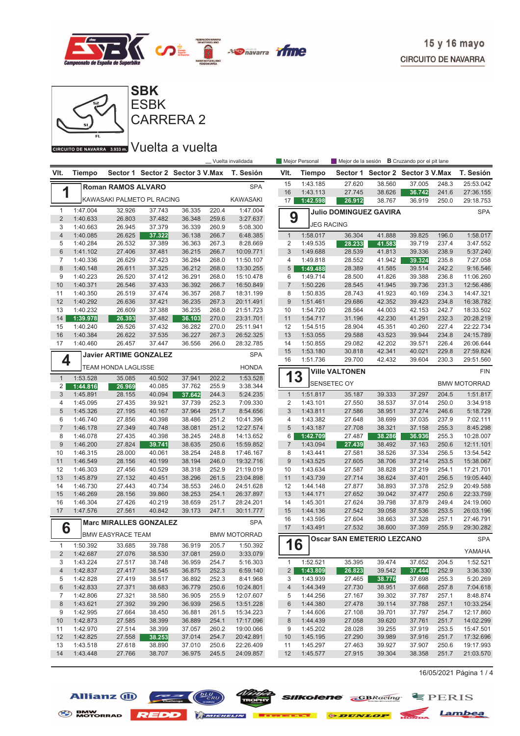15 y 16 mayo
CIRCUITO DE NAVARRA

# SBK
## ESBK
## CARRERA 2

CIRCUITO DE NAVARRA 3.933 m.

## Vuelta a vuelta

_ Vuelta invalidada | Mejor Personal | Mejor de la sesión | B Cruzando por el pit lane

### 1 — Roman RAMOS ALVARO — SPA
KAWASAKI PALMETO PL RACING — KAWASAKI

| Vlt. | Tiempo | Sector 1 | Sector 2 | Sector 3 | V.Max | T. Sesión |
|---|---|---|---|---|---|---|
| 1 | 1:47.004 | 32.926 | 37.743 | 36.335 | 220.4 | 1:47.004 |
| 2 | 1:40.633 | 26.803 | 37.482 | 36.348 | 259.6 | 3:27.637 |
| 3 | 1:40.663 | 26.945 | 37.379 | 36.339 | 260.9 | 5:08.300 |
| 4 | 1:40.085 | 26.625 | 37.322 | 36.138 | 266.7 | 6:48.385 |
| 5 | 1:40.284 | 26.532 | 37.389 | 36.363 | 267.3 | 8:28.669 |
| 6 | 1:41.102 | 27.406 | 37.481 | 36.215 | 266.7 | 10:09.771 |
| 7 | 1:40.336 | 26.629 | 37.423 | 36.284 | 268.0 | 11:50.107 |
| 8 | 1:40.148 | 26.611 | 37.325 | 36.212 | 268.0 | 13:30.255 |
| 9 | 1:40.223 | 26.520 | 37.412 | 36.291 | 268.0 | 15:10.478 |
| 10 | 1:40.371 | 26.546 | 37.433 | 36.392 | 266.7 | 16:50.849 |
| 11 | 1:40.350 | 26.519 | 37.474 | 36.357 | 268.7 | 18:31.199 |
| 12 | 1:40.292 | 26.636 | 37.421 | 36.235 | 267.3 | 20:11.491 |
| 13 | 1:40.232 | 26.609 | 37.388 | 36.235 | 268.0 | 21:51.723 |
| 14 | 1:39.978 | 26.393 | 37.482 | 36.103 | 270.0 | 23:31.701 |
| 15 | 1:40.240 | 26.526 | 37.432 | 36.282 | 270.0 | 25:11.941 |
| 16 | 1:40.384 | 26.622 | 37.535 | 36.227 | 267.3 | 26:52.325 |
| 17 | 1:40.460 | 26.457 | 37.447 | 36.556 | 266.0 | 28:32.785 |

### 4 — Javier ARTIME GONZALEZ — SPA
TEAM HONDA LAGLISSE — HONDA

| Vlt. | Tiempo | Sector 1 | Sector 2 | Sector 3 | V.Max | T. Sesión |
|---|---|---|---|---|---|---|
| 1 | 1:53.528 | 35.085 | 40.502 | 37.941 | 202.2 | 1:53.528 |
| 2 | 1:44.816 | 26.969 | 40.085 | 37.762 | 255.9 | 3:38.344 |
| 3 | 1:45.891 | 28.155 | 40.094 | 37.642 | 244.3 | 5:24.235 |
| 4 | 1:45.095 | 27.435 | 39.921 | 37.739 | 252.3 | 7:09.330 |
| 5 | 1:45.326 | 27.195 | 40.167 | 37.964 | 251.7 | 8:54.656 |
| 6 | 1:46.740 | 27.856 | 40.398 | 38.486 | 251.2 | 10:41.396 |
| 7 | 1:46.178 | 27.349 | 40.748 | 38.081 | 251.2 | 12:27.574 |
| 8 | 1:46.078 | 27.435 | 40.398 | 38.245 | 248.8 | 14:13.652 |
| 9 | 1:46.200 | 27.824 | 39.741 | 38.635 | 250.6 | 15:59.852 |
| 10 | 1:46.315 | 28.000 | 40.061 | 38.254 | 248.8 | 17:46.167 |
| 11 | 1:46.549 | 28.156 | 40.199 | 38.194 | 246.0 | 19:32.716 |
| 12 | 1:46.303 | 27.456 | 40.529 | 38.318 | 252.9 | 21:19.019 |
| 13 | 1:45.879 | 27.132 | 40.451 | 38.296 | 261.5 | 23:04.898 |
| 14 | 1:46.730 | 27.443 | 40.734 | 38.553 | 246.0 | 24:51.628 |
| 15 | 1:46.269 | 28.156 | 39.860 | 38.253 | 254.1 | 26:37.897 |
| 16 | 1:46.304 | 27.426 | 40.219 | 38.659 | 251.7 | 28:24.201 |
| 17 | 1:47.576 | 27.561 | 40.842 | 39.173 | 247.1 | 30:11.777 |

### 6 — Marc MIRALLES GONZALEZ — SPA
BMW EASYRACE TEAM — BMW MOTORRAD

| Vlt. | Tiempo | Sector 1 | Sector 2 | Sector 3 | V.Max | T. Sesión |
|---|---|---|---|---|---|---|
| 1 | 1:50.392 | 33.685 | 39.788 | 36.919 | 205.7 | 1:50.392 |
| 2 | 1:42.687 | 27.076 | 38.530 | 37.081 | 259.0 | 3:33.079 |
| 3 | 1:43.224 | 27.517 | 38.748 | 36.959 | 254.7 | 5:16.303 |
| 4 | 1:42.837 | 27.417 | 38.545 | 36.875 | 252.3 | 6:59.140 |
| 5 | 1:42.828 | 27.419 | 38.517 | 36.892 | 252.3 | 8:41.968 |
| 6 | 1:42.833 | 27.371 | 38.683 | 36.779 | 250.6 | 10:24.801 |
| 7 | 1:42.806 | 27.321 | 38.580 | 36.905 | 255.9 | 12:07.607 |
| 8 | 1:43.621 | 27.392 | 39.290 | 36.939 | 256.5 | 13:51.228 |
| 9 | 1:42.995 | 27.664 | 38.450 | 36.881 | 261.5 | 15:34.223 |
| 10 | 1:42.873 | 27.585 | 38.399 | 36.889 | 254.1 | 17:17.096 |
| 11 | 1:42.970 | 27.514 | 38.399 | 37.057 | 260.2 | 19:00.066 |
| 12 | 1:42.825 | 27.558 | 38.253 | 37.014 | 254.7 | 20:42.891 |
| 13 | 1:43.518 | 27.618 | 38.890 | 37.010 | 250.6 | 22:26.409 |
| 14 | 1:43.448 | 27.766 | 38.707 | 36.975 | 245.5 | 24:09.857 |
| 15 | 1:43.185 | 27.620 | 38.560 | 37.005 | 248.3 | 25:53.042 |
| 16 | 1:43.113 | 27.745 | 38.626 | 36.742 | 241.6 | 27:36.155 |
| 17 | 1:42.598 | 26.912 | 38.767 | 36.919 | 250.0 | 29:18.753 |

### 9 — Julio DOMINGUEZ GAVIRA — SPA
JEG RACING

| Vlt. | Tiempo | Sector 1 | Sector 2 | Sector 3 | V.Max | T. Sesión |
|---|---|---|---|---|---|---|
| 1 | 1:58.017 | 36.304 | 41.888 | 39.825 | 196.0 | 1:58.017 |
| 2 | 1:49.535 | 28.233 | 41.583 | 39.719 | 237.4 | 3:47.552 |
| 3 | 1:49.688 | 28.539 | 41.813 | 39.336 | 238.9 | 5:37.240 |
| 4 | 1:49.818 | 28.552 | 41.942 | 39.324 | 235.8 | 7:27.058 |
| 5 | 1:49.488 | 28.389 | 41.585 | 39.514 | 242.2 | 9:16.546 |
| 6 | 1:49.714 | 28.500 | 41.826 | 39.388 | 236.8 | 11:06.260 |
| 7 | 1:50.226 | 28.545 | 41.945 | 39.736 | 231.3 | 12:56.486 |
| 8 | 1:50.835 | 28.743 | 41.923 | 40.169 | 234.3 | 14:47.321 |
| 9 | 1:51.461 | 29.686 | 42.352 | 39.423 | 234.8 | 16:38.782 |
| 10 | 1:54.720 | 28.564 | 44.003 | 42.153 | 242.7 | 18:33.502 |
| 11 | 1:54.717 | 31.196 | 42.230 | 41.291 | 232.3 | 20:28.219 |
| 12 | 1:54.515 | 28.904 | 45.351 | 40.260 | 227.4 | 22:22.734 |
| 13 | 1:53.055 | 29.588 | 43.523 | 39.944 | 234.8 | 24:15.789 |
| 14 | 1:50.855 | 29.082 | 42.202 | 39.571 | 226.4 | 26:06.644 |
| 15 | 1:53.180 | 30.818 | 42.341 | 40.021 | 229.8 | 27:59.824 |
| 16 | 1:51.736 | 29.700 | 42.432 | 39.604 | 230.3 | 29:51.560 |

### 13 — Ville VALTONEN — FIN
SENSETEC OY — BMW MOTORRAD

| Vlt. | Tiempo | Sector 1 | Sector 2 | Sector 3 | V.Max | T. Sesión |
|---|---|---|---|---|---|---|
| 1 | 1:51.817 | 35.187 | 39.333 | 37.297 | 204.5 | 1:51.817 |
| 2 | 1:43.101 | 27.550 | 38.537 | 37.014 | 250.0 | 3:34.918 |
| 3 | 1:43.811 | 27.586 | 38.951 | 37.274 | 246.6 | 5:18.729 |
| 4 | 1:43.382 | 27.648 | 38.699 | 37.035 | 237.9 | 7:02.111 |
| 5 | 1:43.187 | 27.708 | 38.321 | 37.158 | 255.3 | 8:45.298 |
| 6 | 1:42.709 | 27.487 | 38.286 | 36.936 | 255.3 | 10:28.007 |
| 7 | 1:43.094 | 27.439 | 38.492 | 37.163 | 250.6 | 12:11.101 |
| 8 | 1:43.441 | 27.581 | 38.526 | 37.334 | 256.5 | 13:54.542 |
| 9 | 1:43.525 | 27.605 | 38.706 | 37.214 | 253.5 | 15:38.067 |
| 10 | 1:43.634 | 27.587 | 38.828 | 37.219 | 254.1 | 17:21.701 |
| 11 | 1:43.739 | 27.714 | 38.624 | 37.401 | 256.5 | 19:05.440 |
| 12 | 1:44.148 | 27.877 | 38.893 | 37.378 | 252.9 | 20:49.588 |
| 13 | 1:44.171 | 27.652 | 39.042 | 37.477 | 250.6 | 22:33.759 |
| 14 | 1:45.301 | 27.624 | 39.798 | 37.879 | 249.4 | 24:19.060 |
| 15 | 1:44.136 | 27.542 | 39.058 | 37.536 | 253.5 | 26:03.196 |
| 16 | 1:43.595 | 27.604 | 38.663 | 37.328 | 257.1 | 27:46.791 |
| 17 | 1:43.491 | 27.532 | 38.600 | 37.359 | 255.9 | 29:30.282 |

### 16 — Oscar SAN EMETERIO LEZCANO — SPA
YAMAHA

| Vlt. | Tiempo | Sector 1 | Sector 2 | Sector 3 | V.Max | T. Sesión |
|---|---|---|---|---|---|---|
| 1 | 1:52.521 | 35.395 | 39.474 | 37.652 | 204.5 | 1:52.521 |
| 2 | 1:43.809 | 26.823 | 39.542 | 37.444 | 252.9 | 3:36.330 |
| 3 | 1:43.939 | 27.465 | 38.776 | 37.698 | 255.3 | 5:20.269 |
| 4 | 1:44.349 | 27.730 | 38.951 | 37.668 | 257.8 | 7:04.618 |
| 5 | 1:44.256 | 27.167 | 39.302 | 37.787 | 257.1 | 8:48.874 |
| 6 | 1:44.380 | 27.478 | 39.114 | 37.788 | 257.1 | 10:33.254 |
| 7 | 1:44.606 | 27.108 | 39.701 | 37.797 | 254.7 | 12:17.860 |
| 8 | 1:44.439 | 27.058 | 39.620 | 37.761 | 251.7 | 14:02.299 |
| 9 | 1:45.202 | 28.028 | 39.255 | 37.919 | 253.5 | 15:47.501 |
| 10 | 1:45.195 | 27.290 | 39.989 | 37.916 | 251.7 | 17:32.696 |
| 11 | 1:45.297 | 27.463 | 39.927 | 37.907 | 250.6 | 19:17.993 |
| 12 | 1:45.577 | 27.915 | 39.304 | 38.358 | 251.7 | 21:03.570 |

16/05/2021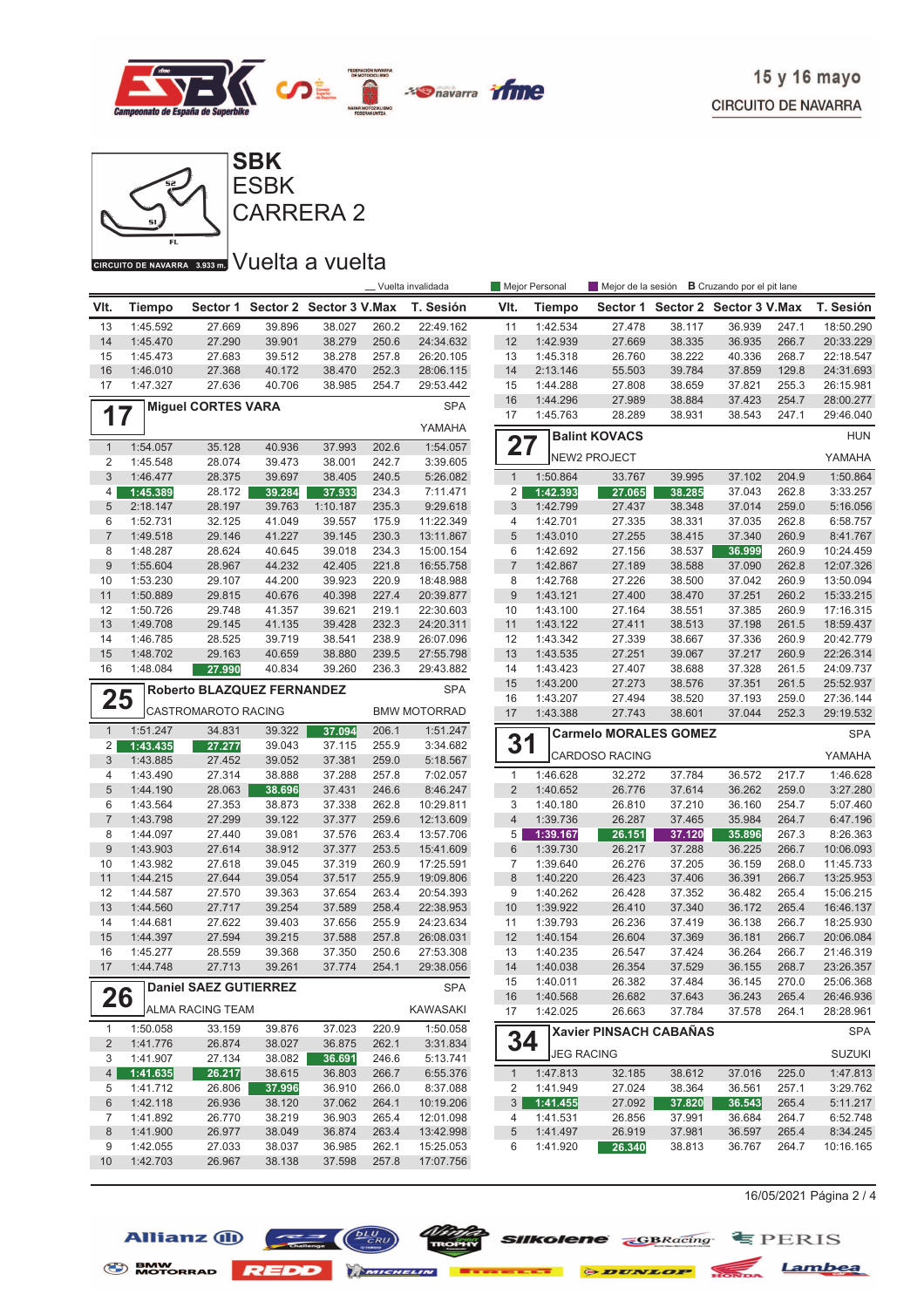15 y 16 mayo
CIRCUITO DE NAVARRA

# SBK
## ESBK
## CARRERA 2

CIRCUITO DE NAVARRA 3.933 m.

## Vuelta a vuelta

_ Vuelta invalidada | Mejor Personal | Mejor de la sesión | **B** Cruzando por el pit lane

| Vlt. | Tiempo | Sector 1 | Sector 2 | Sector 3 | V.Max | T. Sesión |
|---|---|---|---|---|---|---|
| 13 | 1:45.592 | 27.669 | 39.896 | 38.027 | 260.2 | 22:49.162 |
| 14 | 1:45.470 | 27.290 | 39.901 | 38.279 | 250.6 | 24:34.632 |
| 15 | 1:45.473 | 27.683 | 39.512 | 38.278 | 257.8 | 26:20.105 |
| 16 | 1:46.010 | 27.368 | 40.172 | 38.470 | 252.3 | 28:06.115 |
| 17 | 1:47.327 | 27.636 | 40.706 | 38.985 | 254.7 | 29:53.442 |

### 17 Miguel CORTES VARA — SPA — YAMAHA

| Vlt. | Tiempo | Sector 1 | Sector 2 | Sector 3 | V.Max | T. Sesión |
|---|---|---|---|---|---|---|
| 1 | 1:54.057 | 35.128 | 40.936 | 37.993 | 202.6 | 1:54.057 |
| 2 | 1:45.548 | 28.074 | 39.473 | 38.001 | 242.7 | 3:39.605 |
| 3 | 1:46.477 | 28.375 | 39.697 | 38.405 | 240.5 | 5:26.082 |
| 4 | 1:45.389 | 28.172 | 39.284 | 37.933 | 234.3 | 7:11.471 |
| 5 | 2:18.147 | 28.197 | 39.763 | 1:10.187 | 235.3 | 9:29.618 |
| 6 | 1:52.731 | 32.125 | 41.049 | 39.557 | 175.9 | 11:22.349 |
| 7 | 1:49.518 | 29.146 | 41.227 | 39.145 | 230.3 | 13:11.867 |
| 8 | 1:48.287 | 28.624 | 40.645 | 39.018 | 234.3 | 15:00.154 |
| 9 | 1:55.604 | 28.967 | 44.232 | 42.405 | 221.8 | 16:55.758 |
| 10 | 1:53.230 | 29.107 | 44.200 | 39.923 | 220.9 | 18:48.988 |
| 11 | 1:50.889 | 29.815 | 40.676 | 40.398 | 227.4 | 20:39.877 |
| 12 | 1:50.726 | 29.748 | 41.357 | 39.621 | 219.1 | 22:30.603 |
| 13 | 1:49.708 | 29.145 | 41.135 | 39.428 | 232.3 | 24:20.311 |
| 14 | 1:46.785 | 28.525 | 39.719 | 38.541 | 238.9 | 26:07.096 |
| 15 | 1:48.702 | 29.163 | 40.659 | 38.880 | 239.5 | 27:55.798 |
| 16 | 1:48.084 | 27.990 | 40.834 | 39.260 | 236.3 | 29:43.882 |

### 25 Roberto BLAZQUEZ FERNANDEZ — SPA — CASTROMAROTO RACING — BMW MOTORRAD

| Vlt. | Tiempo | Sector 1 | Sector 2 | Sector 3 | V.Max | T. Sesión |
|---|---|---|---|---|---|---|
| 1 | 1:51.247 | 34.831 | 39.322 | 37.094 | 206.1 | 1:51.247 |
| 2 | 1:43.435 | 27.277 | 39.043 | 37.115 | 255.9 | 3:34.682 |
| 3 | 1:43.885 | 27.452 | 39.052 | 37.381 | 259.0 | 5:18.567 |
| 4 | 1:43.490 | 27.314 | 38.888 | 37.288 | 257.8 | 7:02.057 |
| 5 | 1:44.190 | 28.063 | 38.696 | 37.431 | 246.6 | 8:46.247 |
| 6 | 1:43.564 | 27.353 | 38.873 | 37.338 | 262.8 | 10:29.811 |
| 7 | 1:43.798 | 27.299 | 39.122 | 37.377 | 259.6 | 12:13.609 |
| 8 | 1:44.097 | 27.440 | 39.081 | 37.576 | 263.4 | 13:57.706 |
| 9 | 1:43.903 | 27.614 | 38.912 | 37.377 | 253.5 | 15:41.609 |
| 10 | 1:43.982 | 27.618 | 39.045 | 37.319 | 260.9 | 17:25.591 |
| 11 | 1:44.215 | 27.644 | 39.054 | 37.517 | 255.9 | 19:09.806 |
| 12 | 1:44.587 | 27.570 | 39.363 | 37.654 | 263.4 | 20:54.393 |
| 13 | 1:44.560 | 27.717 | 39.254 | 37.589 | 258.4 | 22:38.953 |
| 14 | 1:44.681 | 27.622 | 39.403 | 37.656 | 255.9 | 24:23.634 |
| 15 | 1:44.397 | 27.594 | 39.215 | 37.588 | 257.8 | 26:08.031 |
| 16 | 1:45.277 | 28.559 | 39.368 | 37.350 | 250.6 | 27:53.308 |
| 17 | 1:44.748 | 27.713 | 39.261 | 37.774 | 254.1 | 29:38.056 |

### 26 Daniel SAEZ GUTIERREZ — SPA — ALMA RACING TEAM — KAWASAKI

| Vlt. | Tiempo | Sector 1 | Sector 2 | Sector 3 | V.Max | T. Sesión |
|---|---|---|---|---|---|---|
| 1 | 1:50.058 | 33.159 | 39.876 | 37.023 | 220.9 | 1:50.058 |
| 2 | 1:41.776 | 26.874 | 38.027 | 36.875 | 262.1 | 3:31.834 |
| 3 | 1:41.907 | 27.134 | 38.082 | 36.691 | 246.6 | 5:13.741 |
| 4 | 1:41.635 | 26.217 | 38.615 | 36.803 | 266.7 | 6:55.376 |
| 5 | 1:41.712 | 26.806 | 37.996 | 36.910 | 266.0 | 8:37.088 |
| 6 | 1:42.118 | 26.936 | 38.120 | 37.062 | 264.1 | 10:19.206 |
| 7 | 1:41.892 | 26.770 | 38.219 | 36.903 | 265.4 | 12:01.098 |
| 8 | 1:41.900 | 26.977 | 38.049 | 36.874 | 263.4 | 13:42.998 |
| 9 | 1:42.055 | 27.033 | 38.037 | 36.985 | 262.1 | 15:25.053 |
| 10 | 1:42.703 | 26.967 | 38.138 | 37.598 | 257.8 | 17:07.756 |

| Vlt. | Tiempo | Sector 1 | Sector 2 | Sector 3 | V.Max | T. Sesión |
|---|---|---|---|---|---|---|
| 11 | 1:42.534 | 27.478 | 38.117 | 36.939 | 247.1 | 18:50.290 |
| 12 | 1:42.939 | 27.669 | 38.335 | 36.935 | 266.7 | 20:33.229 |
| 13 | 1:45.318 | 26.760 | 38.222 | 40.336 | 268.7 | 22:18.547 |
| 14 | 2:13.146 | 27.368 | 55.503 | 39.784 | 129.8 | 24:31.693 |
| 15 | 1:44.288 | 27.808 | 38.659 | 37.821 | 255.3 | 26:15.981 |
| 16 | 1:44.296 | 27.989 | 38.884 | 37.423 | 254.7 | 28:00.277 |
| 17 | 1:45.763 | 28.289 | 38.931 | 38.543 | 247.1 | 29:46.040 |

### 27 Balint KOVACS — HUN — NEW2 PROJECT — YAMAHA

| Vlt. | Tiempo | Sector 1 | Sector 2 | Sector 3 | V.Max | T. Sesión |
|---|---|---|---|---|---|---|
| 1 | 1:50.864 | 33.767 | 39.995 | 37.102 | 204.9 | 1:50.864 |
| 2 | 1:42.393 | 27.065 | 38.285 | 37.043 | 262.8 | 3:33.257 |
| 3 | 1:42.799 | 27.437 | 38.348 | 37.014 | 259.0 | 5:16.056 |
| 4 | 1:42.701 | 27.335 | 38.331 | 37.035 | 262.8 | 6:58.757 |
| 5 | 1:43.010 | 27.255 | 38.415 | 37.340 | 260.9 | 8:41.767 |
| 6 | 1:42.692 | 27.156 | 38.537 | 36.999 | 260.9 | 10:24.459 |
| 7 | 1:42.867 | 27.189 | 38.588 | 37.090 | 262.8 | 12:07.326 |
| 8 | 1:42.768 | 27.226 | 38.500 | 37.042 | 260.9 | 13:50.094 |
| 9 | 1:43.121 | 27.400 | 38.470 | 37.251 | 260.2 | 15:33.215 |
| 10 | 1:43.100 | 27.164 | 38.551 | 37.385 | 260.9 | 17:16.315 |
| 11 | 1:43.122 | 27.411 | 38.513 | 37.198 | 261.5 | 18:59.437 |
| 12 | 1:43.342 | 27.339 | 38.667 | 37.336 | 260.9 | 20:42.779 |
| 13 | 1:43.535 | 27.251 | 39.067 | 37.217 | 260.9 | 22:26.314 |
| 14 | 1:43.423 | 27.407 | 38.688 | 37.328 | 261.5 | 24:09.737 |
| 15 | 1:43.200 | 27.273 | 38.576 | 37.351 | 261.5 | 25:52.937 |
| 16 | 1:43.207 | 27.494 | 38.520 | 37.193 | 259.0 | 27:36.144 |
| 17 | 1:43.388 | 27.743 | 38.601 | 37.044 | 252.3 | 29:19.532 |

### 31 Carmelo MORALES GOMEZ — SPA — CARDOSO RACING — YAMAHA

| Vlt. | Tiempo | Sector 1 | Sector 2 | Sector 3 | V.Max | T. Sesión |
|---|---|---|---|---|---|---|
| 1 | 1:46.628 | 32.272 | 37.784 | 36.572 | 217.7 | 1:46.628 |
| 2 | 1:40.652 | 26.776 | 37.614 | 36.262 | 259.0 | 3:27.280 |
| 3 | 1:40.180 | 26.810 | 37.210 | 36.160 | 254.7 | 5:07.460 |
| 4 | 1:39.736 | 26.287 | 37.465 | 35.984 | 264.7 | 6:47.196 |
| 5 | 1:39.167 | 26.151 | 37.120 | 35.896 | 267.3 | 8:26.363 |
| 6 | 1:39.730 | 26.217 | 37.288 | 36.225 | 266.7 | 10:06.093 |
| 7 | 1:39.640 | 26.276 | 37.205 | 36.159 | 268.0 | 11:45.733 |
| 8 | 1:40.220 | 26.423 | 37.406 | 36.391 | 266.7 | 13:25.953 |
| 9 | 1:40.262 | 26.428 | 37.352 | 36.482 | 265.4 | 15:06.215 |
| 10 | 1:39.922 | 26.410 | 37.340 | 36.172 | 265.4 | 16:46.137 |
| 11 | 1:39.793 | 26.236 | 37.419 | 36.138 | 266.7 | 18:25.930 |
| 12 | 1:40.154 | 26.604 | 37.369 | 36.181 | 266.7 | 20:06.084 |
| 13 | 1:40.235 | 26.547 | 37.424 | 36.264 | 266.7 | 21:46.319 |
| 14 | 1:40.038 | 26.354 | 37.529 | 36.155 | 268.7 | 23:26.357 |
| 15 | 1:40.011 | 26.382 | 37.484 | 36.145 | 270.0 | 25:06.368 |
| 16 | 1:40.568 | 26.682 | 37.643 | 36.243 | 265.4 | 26:46.936 |
| 17 | 1:42.025 | 26.663 | 37.784 | 37.578 | 264.1 | 28:28.961 |

### 34 Xavier PINSACH CABAÑAS — SPA — JEG RACING — SUZUKI

| Vlt. | Tiempo | Sector 1 | Sector 2 | Sector 3 | V.Max | T. Sesión |
|---|---|---|---|---|---|---|
| 1 | 1:47.813 | 32.185 | 38.612 | 37.016 | 225.0 | 1:47.813 |
| 2 | 1:41.949 | 27.024 | 38.364 | 36.561 | 257.1 | 3:29.762 |
| 3 | 1:41.455 | 27.092 | 37.820 | 36.543 | 265.4 | 5:11.217 |
| 4 | 1:41.531 | 26.856 | 37.991 | 36.684 | 264.7 | 6:52.748 |
| 5 | 1:41.497 | 26.919 | 37.981 | 36.597 | 265.4 | 8:34.245 |
| 6 | 1:41.920 | 26.340 | 38.813 | 36.767 | 264.7 | 10:16.165 |

16/05/2021 Página 2 / 4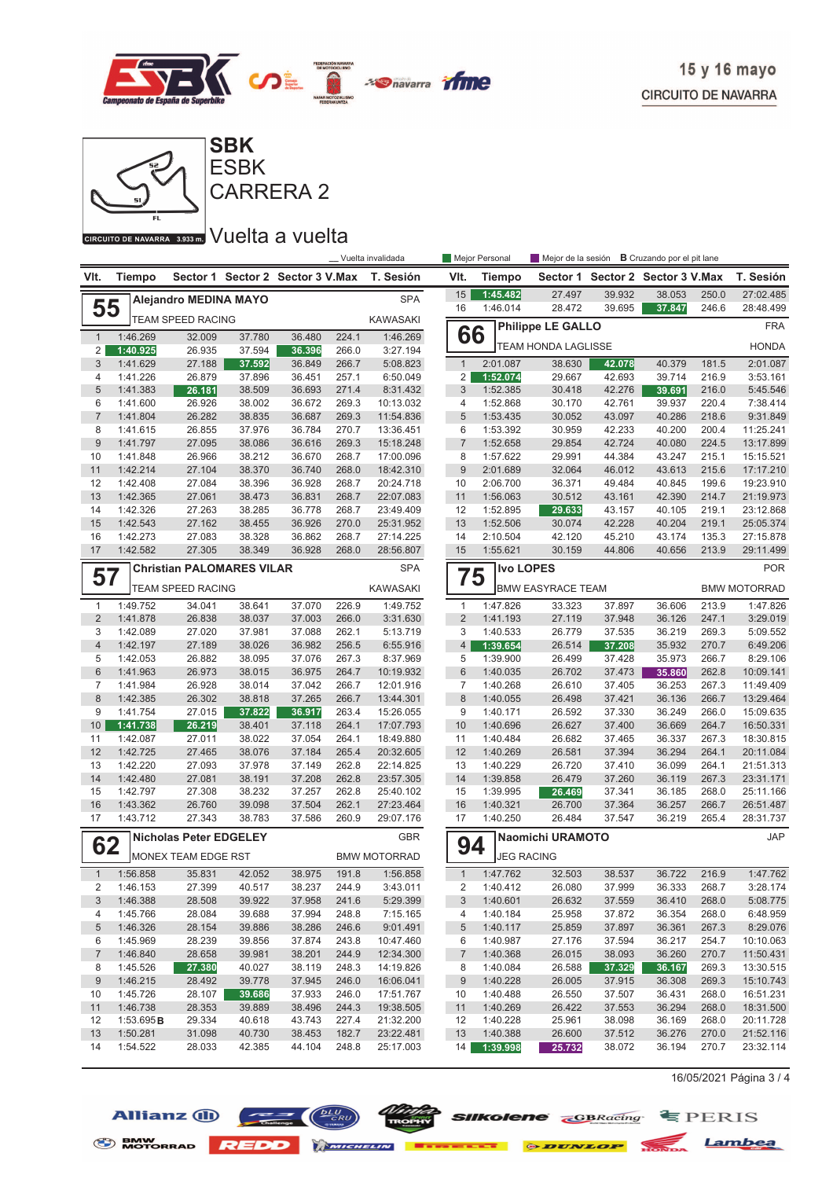15 y 16 mayo
CIRCUITO DE NAVARRA

# SBK
## ESBK
## CARRERA 2

CIRCUITO DE NAVARRA 3.933 m.

## Vuelta a vuelta

_ Vuelta invalidada | Mejor Personal | Mejor de la sesión | B Cruzando por el pit lane

### 55 Alejandro MEDINA MAYO — SPA — TEAM SPEED RACING — KAWASAKI

| Vlt. | Tiempo | Sector 1 | Sector 2 | Sector 3 | V.Max | T. Sesión |
|---|---|---|---|---|---|---|
| 1 | 1:46.269 | 32.009 | 37.780 | 36.480 | 224.1 | 1:46.269 |
| 2 | 1:40.925 | 26.935 | 37.594 | 36.396 | 266.0 | 3:27.194 |
| 3 | 1:41.629 | 27.188 | 37.592 | 36.849 | 266.7 | 5:08.823 |
| 4 | 1:41.226 | 26.879 | 37.896 | 36.451 | 257.1 | 6:50.049 |
| 5 | 1:41.383 | 26.181 | 38.509 | 36.693 | 271.4 | 8:31.432 |
| 6 | 1:41.600 | 26.926 | 38.002 | 36.672 | 269.3 | 10:13.032 |
| 7 | 1:41.804 | 26.282 | 38.835 | 36.687 | 269.3 | 11:54.836 |
| 8 | 1:41.615 | 26.855 | 37.976 | 36.784 | 270.7 | 13:36.451 |
| 9 | 1:41.797 | 27.095 | 38.086 | 36.616 | 269.3 | 15:18.248 |
| 10 | 1:41.848 | 26.966 | 38.212 | 36.670 | 268.7 | 17:00.096 |
| 11 | 1:42.214 | 27.104 | 38.370 | 36.740 | 268.0 | 18:42.310 |
| 12 | 1:42.408 | 27.084 | 38.396 | 36.928 | 268.7 | 20:24.718 |
| 13 | 1:42.365 | 27.061 | 38.473 | 36.831 | 268.7 | 22:07.083 |
| 14 | 1:42.326 | 27.263 | 38.285 | 36.778 | 268.7 | 23:49.409 |
| 15 | 1:42.543 | 27.162 | 38.455 | 36.926 | 270.0 | 25:31.952 |
| 16 | 1:42.273 | 27.083 | 38.328 | 36.862 | 268.7 | 27:14.225 |
| 17 | 1:42.582 | 27.305 | 38.349 | 36.928 | 268.0 | 28:56.807 |

### 57 Christian PALOMARES VILAR — SPA — TEAM SPEED RACING — KAWASAKI

| Vlt. | Tiempo | Sector 1 | Sector 2 | Sector 3 | V.Max | T. Sesión |
|---|---|---|---|---|---|---|
| 1 | 1:49.752 | 34.041 | 38.641 | 37.070 | 226.9 | 1:49.752 |
| 2 | 1:41.878 | 26.838 | 38.037 | 37.003 | 266.0 | 3:31.630 |
| 3 | 1:42.089 | 27.020 | 37.981 | 37.088 | 262.1 | 5:13.719 |
| 4 | 1:42.197 | 27.189 | 38.026 | 36.982 | 256.5 | 6:55.916 |
| 5 | 1:42.053 | 26.882 | 38.095 | 37.076 | 267.3 | 8:37.969 |
| 6 | 1:41.963 | 26.973 | 38.015 | 36.975 | 264.7 | 10:19.932 |
| 7 | 1:41.984 | 26.928 | 38.014 | 37.042 | 266.7 | 12:01.916 |
| 8 | 1:42.385 | 26.302 | 38.818 | 37.265 | 266.7 | 13:44.301 |
| 9 | 1:41.754 | 27.015 | 37.822 | 36.917 | 263.4 | 15:26.055 |
| 10 | 1:41.738 | 26.219 | 38.401 | 37.118 | 264.1 | 17:07.793 |
| 11 | 1:42.087 | 27.011 | 38.022 | 37.054 | 264.1 | 18:49.880 |
| 12 | 1:42.725 | 27.465 | 38.076 | 37.184 | 265.4 | 20:32.605 |
| 13 | 1:42.220 | 27.093 | 37.978 | 37.149 | 262.8 | 22:14.825 |
| 14 | 1:42.480 | 27.081 | 38.191 | 37.208 | 262.8 | 23:57.305 |
| 15 | 1:42.797 | 27.308 | 38.232 | 37.257 | 262.8 | 25:40.102 |
| 16 | 1:43.362 | 26.760 | 39.098 | 37.504 | 262.1 | 27:23.464 |
| 17 | 1:43.712 | 27.343 | 38.783 | 37.586 | 260.9 | 29:07.176 |

### 62 Nicholas Peter EDGELEY — GBR — MONEX TEAM EDGE RST — BMW MOTORRAD

| Vlt. | Tiempo | Sector 1 | Sector 2 | Sector 3 | V.Max | T. Sesión |
|---|---|---|---|---|---|---|
| 1 | 1:56.858 | 35.831 | 42.052 | 38.975 | 191.8 | 1:56.858 |
| 2 | 1:46.153 | 27.399 | 40.517 | 38.237 | 244.9 | 3:43.011 |
| 3 | 1:46.388 | 28.508 | 39.922 | 37.958 | 241.6 | 5:29.399 |
| 4 | 1:45.766 | 28.084 | 39.688 | 37.994 | 248.8 | 7:15.165 |
| 5 | 1:46.326 | 28.154 | 39.886 | 38.286 | 246.6 | 9:01.491 |
| 6 | 1:45.969 | 28.239 | 39.856 | 37.874 | 243.8 | 10:47.460 |
| 7 | 1:46.840 | 28.658 | 39.981 | 38.201 | 244.9 | 12:34.300 |
| 8 | 1:45.526 | 27.380 | 40.027 | 38.119 | 248.3 | 14:19.826 |
| 9 | 1:46.215 | 28.492 | 39.778 | 37.945 | 246.0 | 16:06.041 |
| 10 | 1:45.726 | 28.107 | 39.686 | 37.933 | 246.0 | 17:51.767 |
| 11 | 1:46.738 | 28.353 | 39.889 | 38.496 | 244.3 | 19:38.505 |
| 12 | 1:53.695 B | 29.334 | 40.618 | 43.743 | 227.4 | 21:32.200 |
| 13 | 1:50.281 | 31.098 | 40.730 | 38.453 | 182.7 | 23:22.481 |
| 14 | 1:54.522 | 28.033 | 42.385 | 44.104 | 248.8 | 25:17.003 |
| 15 | 1:45.482 | 27.497 | 39.932 | 38.053 | 250.0 | 27:02.485 |
| 16 | 1:46.014 | 28.472 | 39.695 | 37.847 | 246.6 | 28:48.499 |

### 66 Philippe LE GALLO — FRA — TEAM HONDA LAGLISSE — HONDA

| Vlt. | Tiempo | Sector 1 | Sector 2 | Sector 3 | V.Max | T. Sesión |
|---|---|---|---|---|---|---|
| 1 | 2:01.087 | 38.630 | 42.078 | 40.379 | 181.5 | 2:01.087 |
| 2 | 1:52.074 | 29.667 | 42.693 | 39.714 | 216.9 | 3:53.161 |
| 3 | 1:52.385 | 30.418 | 42.276 | 39.691 | 216.0 | 5:45.546 |
| 4 | 1:52.868 | 30.170 | 42.761 | 39.937 | 220.4 | 7:38.414 |
| 5 | 1:53.435 | 30.052 | 43.097 | 40.286 | 218.6 | 9:31.849 |
| 6 | 1:53.392 | 30.959 | 42.233 | 40.200 | 200.4 | 11:25.241 |
| 7 | 1:52.658 | 29.854 | 42.724 | 40.080 | 224.5 | 13:17.899 |
| 8 | 1:57.622 | 29.991 | 44.384 | 43.247 | 215.1 | 15:15.521 |
| 9 | 2:01.689 | 32.064 | 46.012 | 43.613 | 215.6 | 17:17.210 |
| 10 | 2:06.700 | 36.371 | 49.484 | 40.845 | 199.6 | 19:23.910 |
| 11 | 1:56.063 | 30.512 | 43.161 | 42.390 | 214.7 | 21:19.973 |
| 12 | 1:52.895 | 29.633 | 43.157 | 40.105 | 219.1 | 23:12.868 |
| 13 | 1:52.506 | 30.074 | 42.228 | 40.204 | 219.1 | 25:05.374 |
| 14 | 2:10.504 | 42.120 | 45.210 | 43.174 | 135.3 | 27:15.878 |
| 15 | 1:55.621 | 30.159 | 44.806 | 40.656 | 213.9 | 29:11.499 |

### 75 Ivo LOPES — POR — BMW EASYRACE TEAM — BMW MOTORRAD

| Vlt. | Tiempo | Sector 1 | Sector 2 | Sector 3 | V.Max | T. Sesión |
|---|---|---|---|---|---|---|
| 1 | 1:47.826 | 33.323 | 37.897 | 36.606 | 213.9 | 1:47.826 |
| 2 | 1:41.193 | 27.119 | 37.948 | 36.126 | 247.1 | 3:29.019 |
| 3 | 1:40.533 | 26.779 | 37.535 | 36.219 | 269.3 | 5:09.552 |
| 4 | 1:39.654 | 26.514 | 37.208 | 35.932 | 270.7 | 6:49.206 |
| 5 | 1:39.900 | 26.499 | 37.428 | 35.973 | 266.7 | 8:29.106 |
| 6 | 1:40.035 | 26.702 | 37.473 | 35.860 | 262.8 | 10:09.141 |
| 7 | 1:40.268 | 26.610 | 37.405 | 36.253 | 267.3 | 11:49.409 |
| 8 | 1:40.055 | 26.498 | 37.421 | 36.136 | 266.7 | 13:29.464 |
| 9 | 1:40.171 | 26.592 | 37.330 | 36.249 | 266.0 | 15:09.635 |
| 10 | 1:40.696 | 26.627 | 37.400 | 36.669 | 264.7 | 16:50.331 |
| 11 | 1:40.484 | 26.682 | 37.465 | 36.337 | 267.3 | 18:30.815 |
| 12 | 1:40.269 | 26.581 | 37.394 | 36.294 | 264.1 | 20:11.084 |
| 13 | 1:40.229 | 26.720 | 37.410 | 36.099 | 264.1 | 21:51.313 |
| 14 | 1:39.858 | 26.479 | 37.260 | 36.119 | 266.0 | 23:31.171 |
| 15 | 1:39.995 | 26.469 | 37.341 | 36.185 | 268.0 | 25:11.166 |
| 16 | 1:40.321 | 26.700 | 37.364 | 36.257 | 266.7 | 26:51.487 |
| 17 | 1:40.250 | 26.484 | 37.547 | 36.219 | 265.4 | 28:31.737 |

### 94 Naomichi URAMOTO — JAP — JEG RACING

| Vlt. | Tiempo | Sector 1 | Sector 2 | Sector 3 | V.Max | T. Sesión |
|---|---|---|---|---|---|---|
| 1 | 1:47.762 | 32.503 | 38.537 | 36.722 | 216.9 | 1:47.762 |
| 2 | 1:40.412 | 26.080 | 37.999 | 36.333 | 268.7 | 3:28.174 |
| 3 | 1:40.601 | 26.632 | 37.559 | 36.410 | 268.0 | 5:08.775 |
| 4 | 1:40.184 | 25.958 | 37.872 | 36.354 | 268.0 | 6:48.959 |
| 5 | 1:40.117 | 25.859 | 37.897 | 36.361 | 267.3 | 8:29.076 |
| 6 | 1:40.987 | 27.176 | 37.594 | 36.217 | 254.7 | 10:10.063 |
| 7 | 1:40.368 | 26.015 | 38.093 | 36.260 | 270.7 | 11:50.431 |
| 8 | 1:40.084 | 26.588 | 37.329 | 36.167 | 269.3 | 13:30.515 |
| 9 | 1:40.228 | 26.005 | 37.915 | 36.308 | 269.3 | 15:10.743 |
| 10 | 1:40.488 | 26.550 | 37.507 | 36.431 | 268.0 | 16:51.231 |
| 11 | 1:40.269 | 26.422 | 37.553 | 36.294 | 268.0 | 18:31.500 |
| 12 | 1:40.228 | 25.961 | 38.098 | 36.169 | 268.0 | 20:11.728 |
| 13 | 1:40.388 | 26.600 | 37.512 | 36.276 | 270.0 | 21:52.116 |
| 14 | 1:39.998 | 25.732 | 38.072 | 36.194 | 270.7 | 23:32.114 |

16/05/2021 Página 3 / 4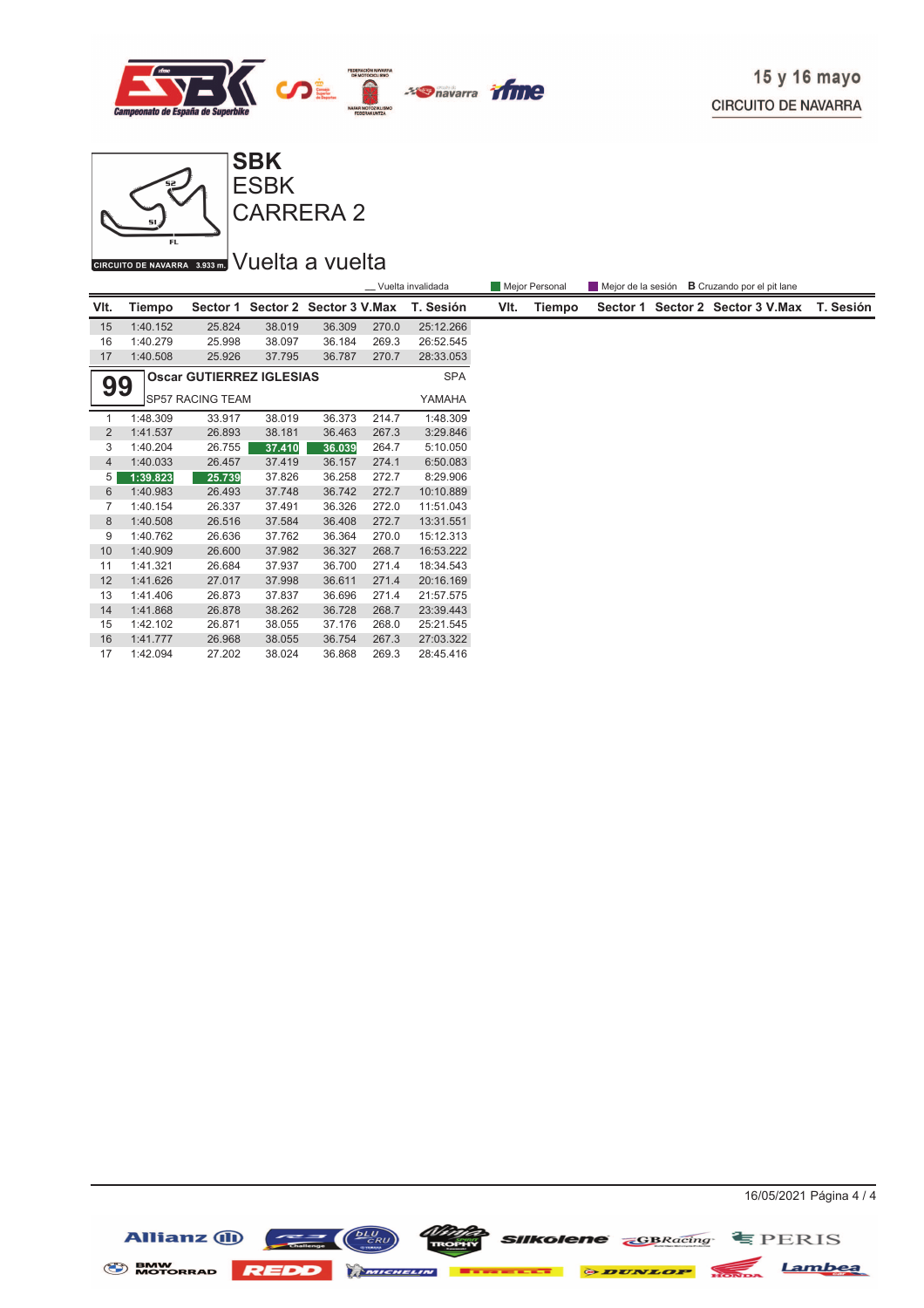15 y 16 mayo
CIRCUITO DE NAVARRA

CIRCUITO DE NAVARRA 3.933 m.

# SBK
## ESBK
## CARRERA 2

## Vuelta a vuelta

_ Vuelta invalidada | Mejor Personal | Mejor de la sesión | **B** Cruzando por el pit lane

| Vlt. | Tiempo | Sector 1 | Sector 2 | Sector 3 | V.Max | T. Sesión |
|---|---|---|---|---|---|---|
| 15 | 1:40.152 | 25.824 | 38.019 | 36.309 | 270.0 | 25:12.266 |
| 16 | 1:40.279 | 25.998 | 38.097 | 36.184 | 269.3 | 26:52.545 |
| 17 | 1:40.508 | 25.926 | 37.795 | 36.787 | 270.7 | 28:33.053 |

**99** **Oscar GUTIERREZ IGLESIAS** SPA
SP57 RACING TEAM YAMAHA

| Vlt. | Tiempo | Sector 1 | Sector 2 | Sector 3 | V.Max | T. Sesión |
|---|---|---|---|---|---|---|
| 1 | 1:48.309 | 33.917 | 38.019 | 36.373 | 214.7 | 1:48.309 |
| 2 | 1:41.537 | 26.893 | 38.181 | 36.463 | 267.3 | 3:29.846 |
| 3 | 1:40.204 | 26.755 | 37.410 | 36.039 | 264.7 | 5:10.050 |
| 4 | 1:40.033 | 26.457 | 37.419 | 36.157 | 274.1 | 6:50.083 |
| 5 | 1:39.823 | 25.739 | 37.826 | 36.258 | 272.7 | 8:29.906 |
| 6 | 1:40.983 | 26.493 | 37.748 | 36.742 | 272.7 | 10:10.889 |
| 7 | 1:40.154 | 26.337 | 37.491 | 36.326 | 272.0 | 11:51.043 |
| 8 | 1:40.508 | 26.516 | 37.584 | 36.408 | 272.7 | 13:31.551 |
| 9 | 1:40.762 | 26.636 | 37.762 | 36.364 | 270.0 | 15:12.313 |
| 10 | 1:40.909 | 26.600 | 37.982 | 36.327 | 268.7 | 16:53.222 |
| 11 | 1:41.321 | 26.684 | 37.937 | 36.700 | 271.4 | 18:34.543 |
| 12 | 1:41.626 | 27.017 | 37.998 | 36.611 | 271.4 | 20:16.169 |
| 13 | 1:41.406 | 26.873 | 37.837 | 36.696 | 271.4 | 21:57.575 |
| 14 | 1:41.868 | 26.878 | 38.262 | 36.728 | 268.7 | 23:39.443 |
| 15 | 1:42.102 | 26.871 | 38.055 | 37.176 | 268.0 | 25:21.545 |
| 16 | 1:41.777 | 26.968 | 38.055 | 36.754 | 267.3 | 27:03.322 |
| 17 | 1:42.094 | 27.202 | 38.024 | 36.868 | 269.3 | 28:45.416 |

16/05/2021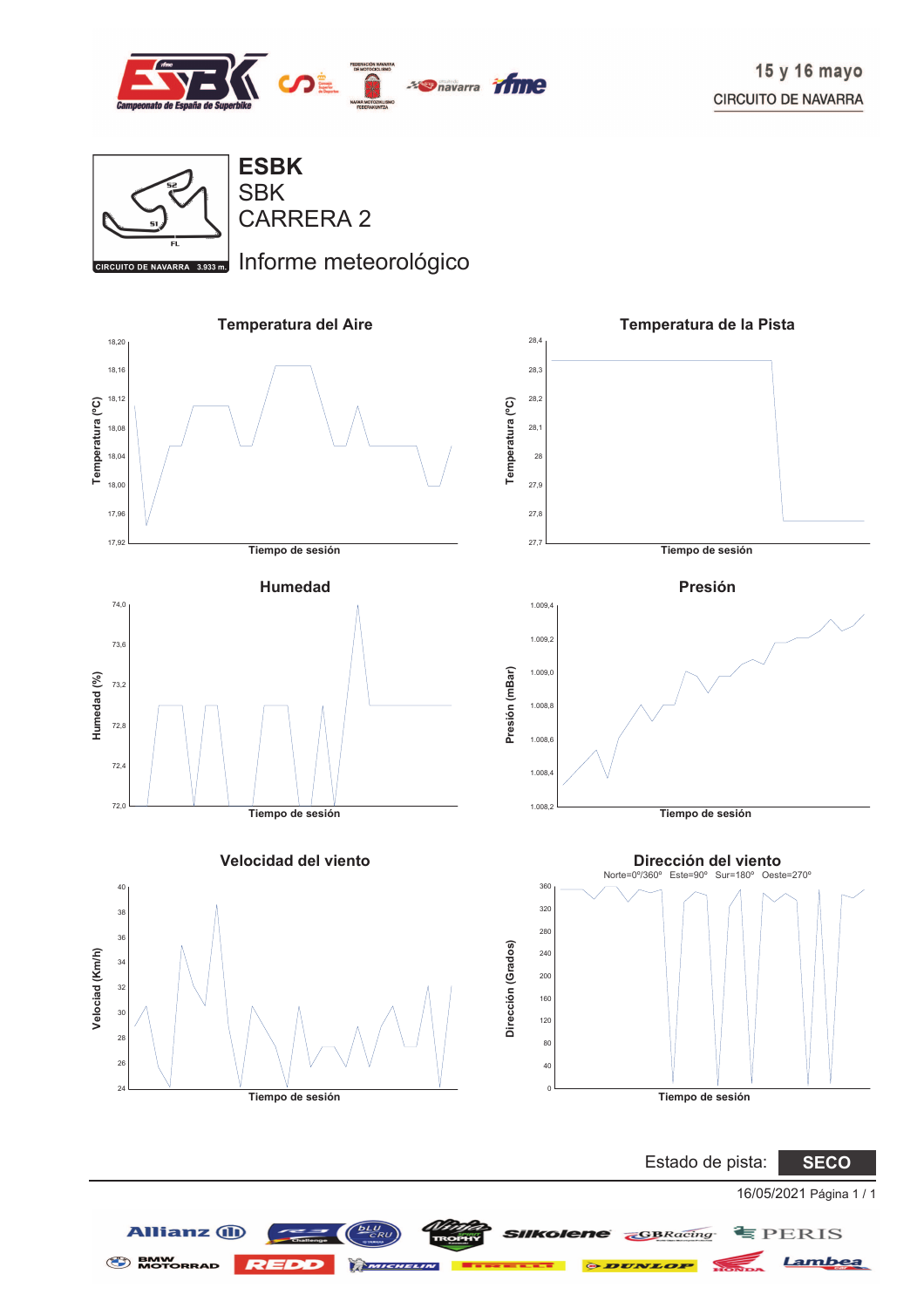15 y 16 mayo

CIRCUITO DE NAVARRA

CIRCUITO DE NAVARRA 3.933 m.

# ESBK

## SBK

## CARRERA 2

## Informe meteorológico

### Temperatura del Aire

Temperatura (ºC)

18,20
18,16
18,12
18,08
18,04
18,00
17,96
17,92

Tiempo de sesión

### Temperatura de la Pista

Temperatura (ºC)

28,4
28,3
28,2
28,1
28
27,9
27,8
27,7

Tiempo de sesión

### Humedad

Humedad (%)

74,0
73,6
73,2
72,8
72,4
72,0

Tiempo de sesión

### Presión

Presión (mBar)

1.009,4
1.009,2
1.009,0
1.008,8
1.008,6
1.008,4
1.008,2

Tiempo de sesión

### Velocidad del viento

Velocidad (Km/h)

40
38
36
34
32
30
28
26
24

Tiempo de sesión

### Dirección del viento

Norte=0º/360º Este=90º Sur=180º Oeste=270º

Dirección (Grados)

360
320
280
240
200
160
120
80
40
0

Tiempo de sesión

Estado de pista: **SECO**

16/05/2021